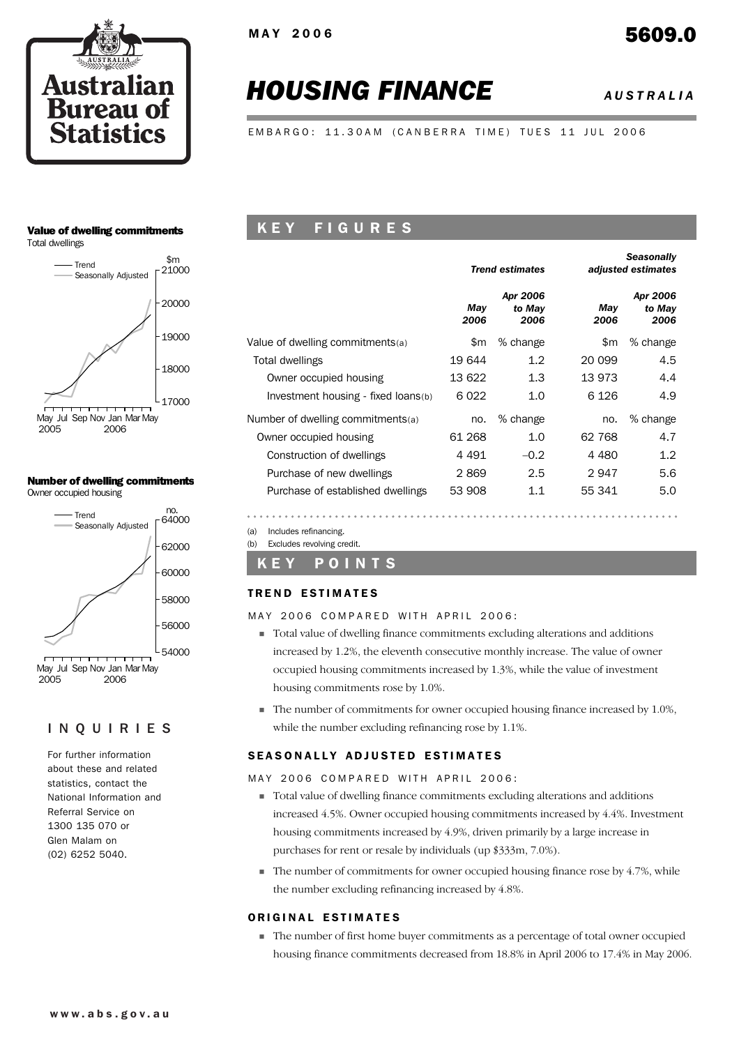MAY 2006

5609.0

# HOUSING FINANCE

AUSTRALIA

EMBARGO: 11.30AM (CANBERRA TIME) TUES 11 JUL 2006

**Value of dwelling commitments**
Total dwellings

**Number of dwelling commitments**
Owner occupied housing

## INQUIRIES

For further information about these and related statistics, contact the National Information and Referral Service on 1300 135 070 or Glen Malam on (02) 6252 5040.

## KEY FIGURES

| | *Trend estimates* | | *Seasonally adjusted estimates* | |
|---|---|---|---|---|
| | *May 2006* | *Apr 2006 to May 2006* | *May 2006* | *Apr 2006 to May 2006* |
| Value of dwelling commitments(a) | $m | % change | $m | % change |
| Total dwellings | 19 644 | 1.2 | 20 099 | 4.5 |
| Owner occupied housing | 13 622 | 1.3 | 13 973 | 4.4 |
| Investment housing - fixed loans(b) | 6 022 | 1.0 | 6 126 | 4.9 |
| Number of dwelling commitments(a) | no. | % change | no. | % change |
| Owner occupied housing | 61 268 | 1.0 | 62 768 | 4.7 |
| Construction of dwellings | 4 491 | –0.2 | 4 480 | 1.2 |
| Purchase of new dwellings | 2 869 | 2.5 | 2 947 | 5.6 |
| Purchase of established dwellings | 53 908 | 1.1 | 55 341 | 5.0 |

(a) Includes refinancing.
(b) Excludes revolving credit.

## KEY POINTS

### TREND ESTIMATES

MAY 2006 COMPARED WITH APRIL 2006:

- Total value of dwelling finance commitments excluding alterations and additions increased by 1.2%, the eleventh consecutive monthly increase. The value of owner occupied housing commitments increased by 1.3%, while the value of investment housing commitments rose by 1.0%.
- The number of commitments for owner occupied housing finance increased by 1.0%, while the number excluding refinancing rose by 1.1%.

### SEASONALLY ADJUSTED ESTIMATES

MAY 2006 COMPARED WITH APRIL 2006:

- Total value of dwelling finance commitments excluding alterations and additions increased 4.5%. Owner occupied housing commitments increased by 4.4%. Investment housing commitments increased by 4.9%, driven primarily by a large increase in purchases for rent or resale by individuals (up $333m, 7.0%).
- The number of commitments for owner occupied housing finance rose by 4.7%, while the number excluding refinancing increased by 4.8%.

### ORIGINAL ESTIMATES

- The number of first home buyer commitments as a percentage of total owner occupied housing finance commitments decreased from 18.8% in April 2006 to 17.4% in May 2006.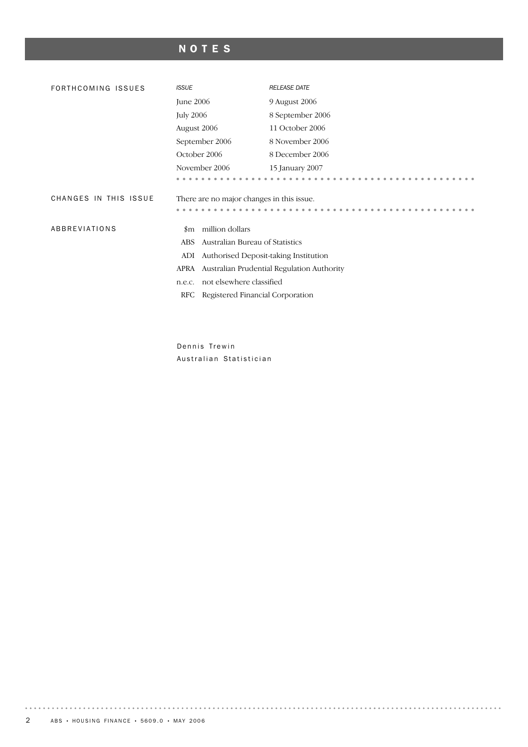# NOTES

## FORTHCOMING ISSUES

| *ISSUE* | *RELEASE DATE* |
| --- | --- |
| June 2006 | 9 August 2006 |
| July 2006 | 8 September 2006 |
| August 2006 | 11 October 2006 |
| September 2006 | 8 November 2006 |
| October 2006 | 8 December 2006 |
| November 2006 | 15 January 2007 |

## CHANGES IN THIS ISSUE

There are no major changes in this issue.

## ABBREVIATIONS

| | |
| --- | --- |
| $m | million dollars |
| ABS | Australian Bureau of Statistics |
| ADI | Authorised Deposit-taking Institution |
| APRA | Australian Prudential Regulation Authority |
| n.e.c. | not elsewhere classified |
| RFC | Registered Financial Corporation |

Dennis Trewin
Australian Statistician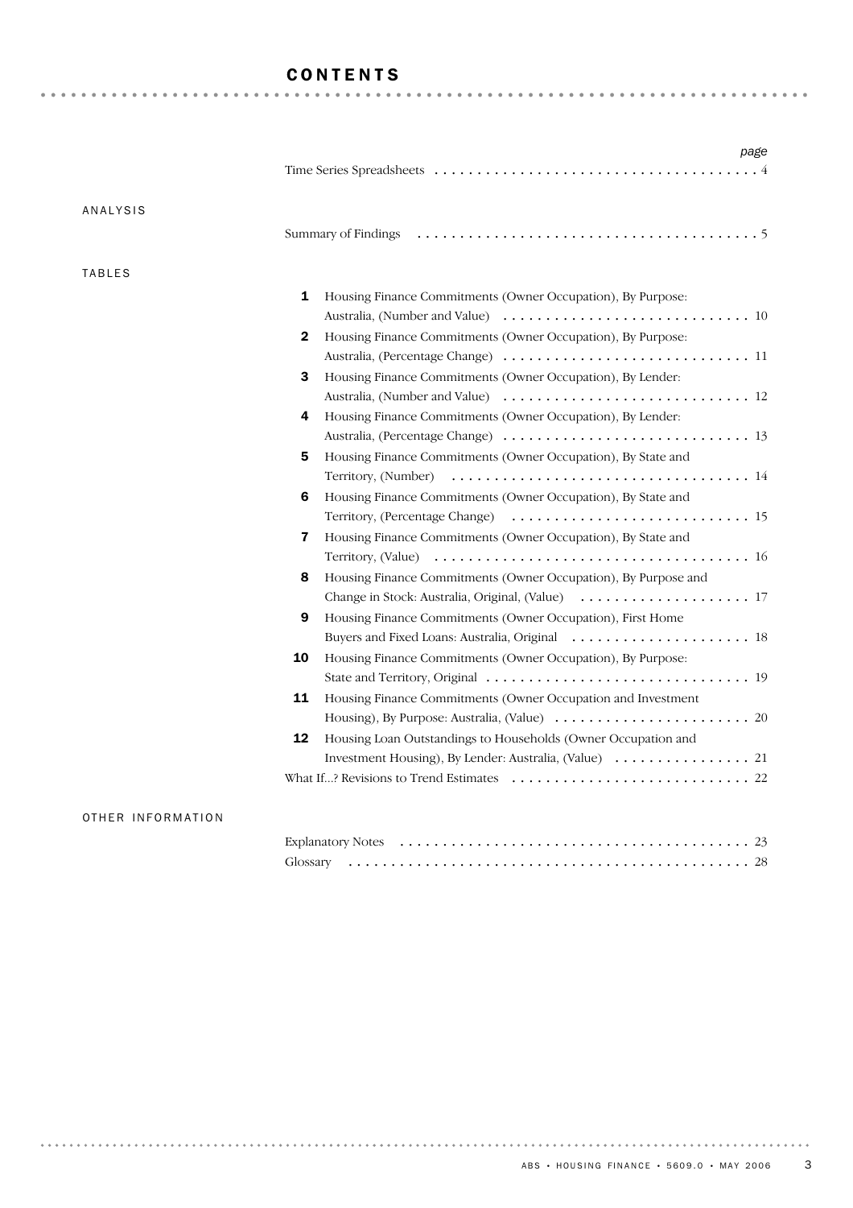# CONTENTS

| | page |
|---|---|
| Time Series Spreadsheets | 4 |

## ANALYSIS

| | |
|---|---|
| Summary of Findings | 5 |

## TABLES

| | | |
|---|---|---|
| **1** | Housing Finance Commitments (Owner Occupation), By Purpose: Australia, (Number and Value) | 10 |
| **2** | Housing Finance Commitments (Owner Occupation), By Purpose: Australia, (Percentage Change) | 11 |
| **3** | Housing Finance Commitments (Owner Occupation), By Lender: Australia, (Number and Value) | 12 |
| **4** | Housing Finance Commitments (Owner Occupation), By Lender: Australia, (Percentage Change) | 13 |
| **5** | Housing Finance Commitments (Owner Occupation), By State and Territory, (Number) | 14 |
| **6** | Housing Finance Commitments (Owner Occupation), By State and Territory, (Percentage Change) | 15 |
| **7** | Housing Finance Commitments (Owner Occupation), By State and Territory, (Value) | 16 |
| **8** | Housing Finance Commitments (Owner Occupation), By Purpose and Change in Stock: Australia, Original, (Value) | 17 |
| **9** | Housing Finance Commitments (Owner Occupation), First Home Buyers and Fixed Loans: Australia, Original | 18 |
| **10** | Housing Finance Commitments (Owner Occupation), By Purpose: State and Territory, Original | 19 |
| **11** | Housing Finance Commitments (Owner Occupation and Investment Housing), By Purpose: Australia, (Value) | 20 |
| **12** | Housing Loan Outstandings to Households (Owner Occupation and Investment Housing), By Lender: Australia, (Value) | 21 |
| | What If...? Revisions to Trend Estimates | 22 |

## OTHER INFORMATION

| | |
|---|---|
| Explanatory Notes | 23 |
| Glossary | 28 |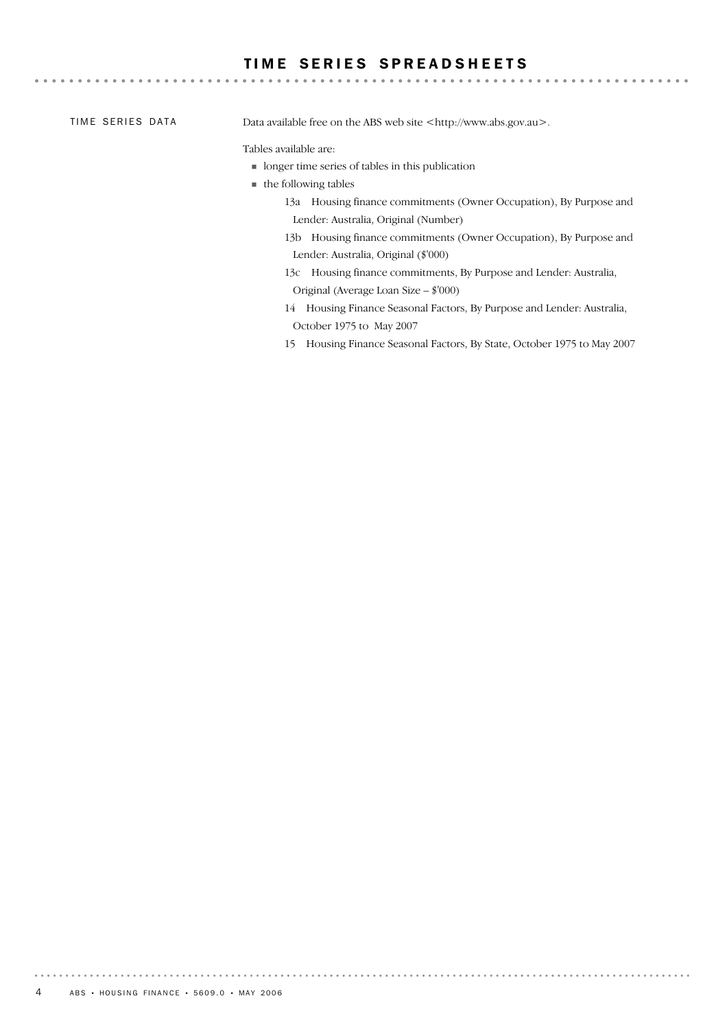# TIME SERIES SPREADSHEETS

## TIME SERIES DATA

Data available free on the ABS web site <http://www.abs.gov.au>.

Tables available are:

- longer time series of tables in this publication
- the following tables
  - 13a Housing finance commitments (Owner Occupation), By Purpose and Lender: Australia, Original (Number)
  - 13b Housing finance commitments (Owner Occupation), By Purpose and Lender: Australia, Original ($'000)
  - 13c Housing finance commitments, By Purpose and Lender: Australia, Original (Average Loan Size – $'000)
  - 14 Housing Finance Seasonal Factors, By Purpose and Lender: Australia, October 1975 to May 2007
  - 15 Housing Finance Seasonal Factors, By State, October 1975 to May 2007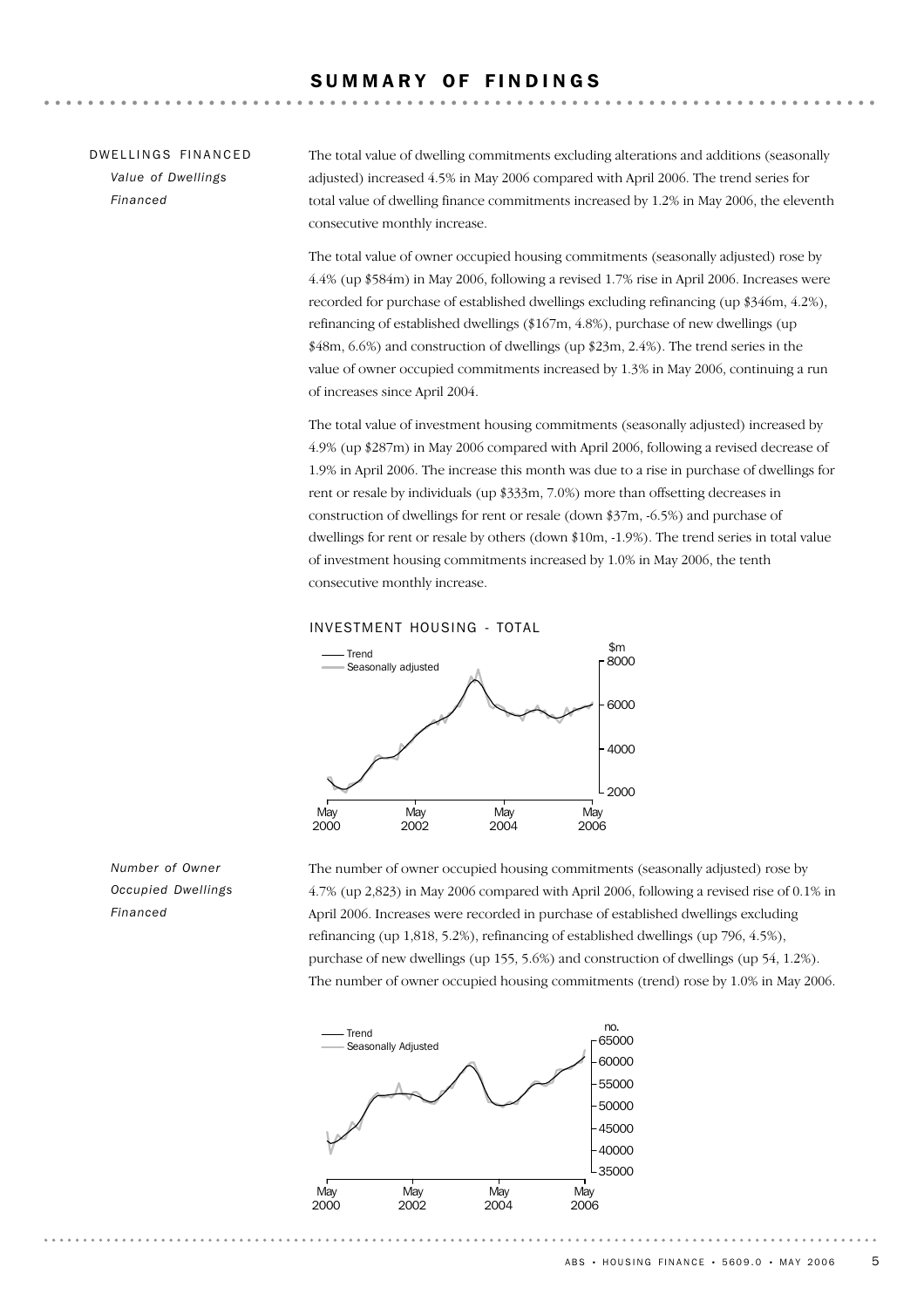# SUMMARY OF FINDINGS

## DWELLINGS FINANCED

### *Value of Dwellings Financed*

The total value of dwelling commitments excluding alterations and additions (seasonally adjusted) increased 4.5% in May 2006 compared with April 2006. The trend series for total value of dwelling finance commitments increased by 1.2% in May 2006, the eleventh consecutive monthly increase.

The total value of owner occupied housing commitments (seasonally adjusted) rose by 4.4% (up $584m) in May 2006, following a revised 1.7% rise in April 2006. Increases were recorded for purchase of established dwellings excluding refinancing (up $346m, 4.2%), refinancing of established dwellings ($167m, 4.8%), purchase of new dwellings (up $48m, 6.6%) and construction of dwellings (up $23m, 2.4%). The trend series in the value of owner occupied commitments increased by 1.3% in May 2006, continuing a run of increases since April 2004.

The total value of investment housing commitments (seasonally adjusted) increased by 4.9% (up $287m) in May 2006 compared with April 2006, following a revised decrease of 1.9% in April 2006. The increase this month was due to a rise in purchase of dwellings for rent or resale by individuals (up $333m, 7.0%) more than offsetting decreases in construction of dwellings for rent or resale (down $37m, -6.5%) and purchase of dwellings for rent or resale by others (down $10m, -1.9%). The trend series in total value of investment housing commitments increased by 1.0% in May 2006, the tenth consecutive monthly increase.

INVESTMENT HOUSING - TOTAL

### *Number of Owner Occupied Dwellings Financed*

The number of owner occupied housing commitments (seasonally adjusted) rose by 4.7% (up 2,823) in May 2006 compared with April 2006, following a revised rise of 0.1% in April 2006. Increases were recorded in purchase of established dwellings excluding refinancing (up 1,818, 5.2%), refinancing of established dwellings (up 796, 4.5%), purchase of new dwellings (up 155, 5.6%) and construction of dwellings (up 54, 1.2%). The number of owner occupied housing commitments (trend) rose by 1.0% in May 2006.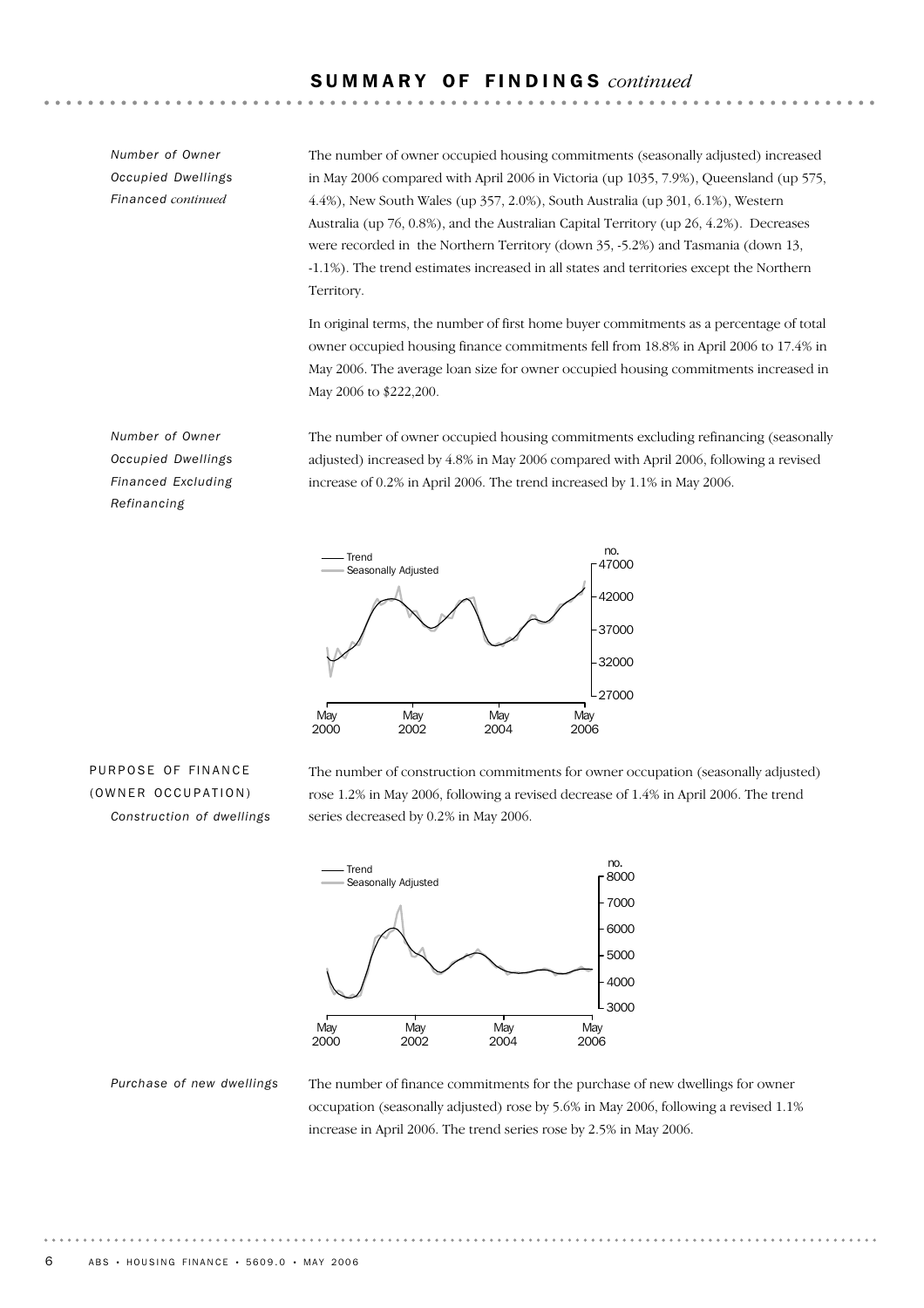## SUMMARY OF FINDINGS *continued*

*Number of Owner Occupied Dwellings Financed continued*

The number of owner occupied housing commitments (seasonally adjusted) increased in May 2006 compared with April 2006 in Victoria (up 1035, 7.9%), Queensland (up 575, 4.4%), New South Wales (up 357, 2.0%), South Australia (up 301, 6.1%), Western Australia (up 76, 0.8%), and the Australian Capital Territory (up 26, 4.2%). Decreases were recorded in the Northern Territory (down 35, -5.2%) and Tasmania (down 13, -1.1%). The trend estimates increased in all states and territories except the Northern Territory.

In original terms, the number of first home buyer commitments as a percentage of total owner occupied housing finance commitments fell from 18.8% in April 2006 to 17.4% in May 2006. The average loan size for owner occupied housing commitments increased in May 2006 to $222,200.

*Number of Owner Occupied Dwellings Financed Excluding Refinancing*

The number of owner occupied housing commitments excluding refinancing (seasonally adjusted) increased by 4.8% in May 2006 compared with April 2006, following a revised increase of 0.2% in April 2006. The trend increased by 1.1% in May 2006.

### PURPOSE OF FINANCE (OWNER OCCUPATION)

*Construction of dwellings*

The number of construction commitments for owner occupation (seasonally adjusted) rose 1.2% in May 2006, following a revised decrease of 1.4% in April 2006. The trend series decreased by 0.2% in May 2006.

*Purchase of new dwellings*

The number of finance commitments for the purchase of new dwellings for owner occupation (seasonally adjusted) rose by 5.6% in May 2006, following a revised 1.1% increase in April 2006. The trend series rose by 2.5% in May 2006.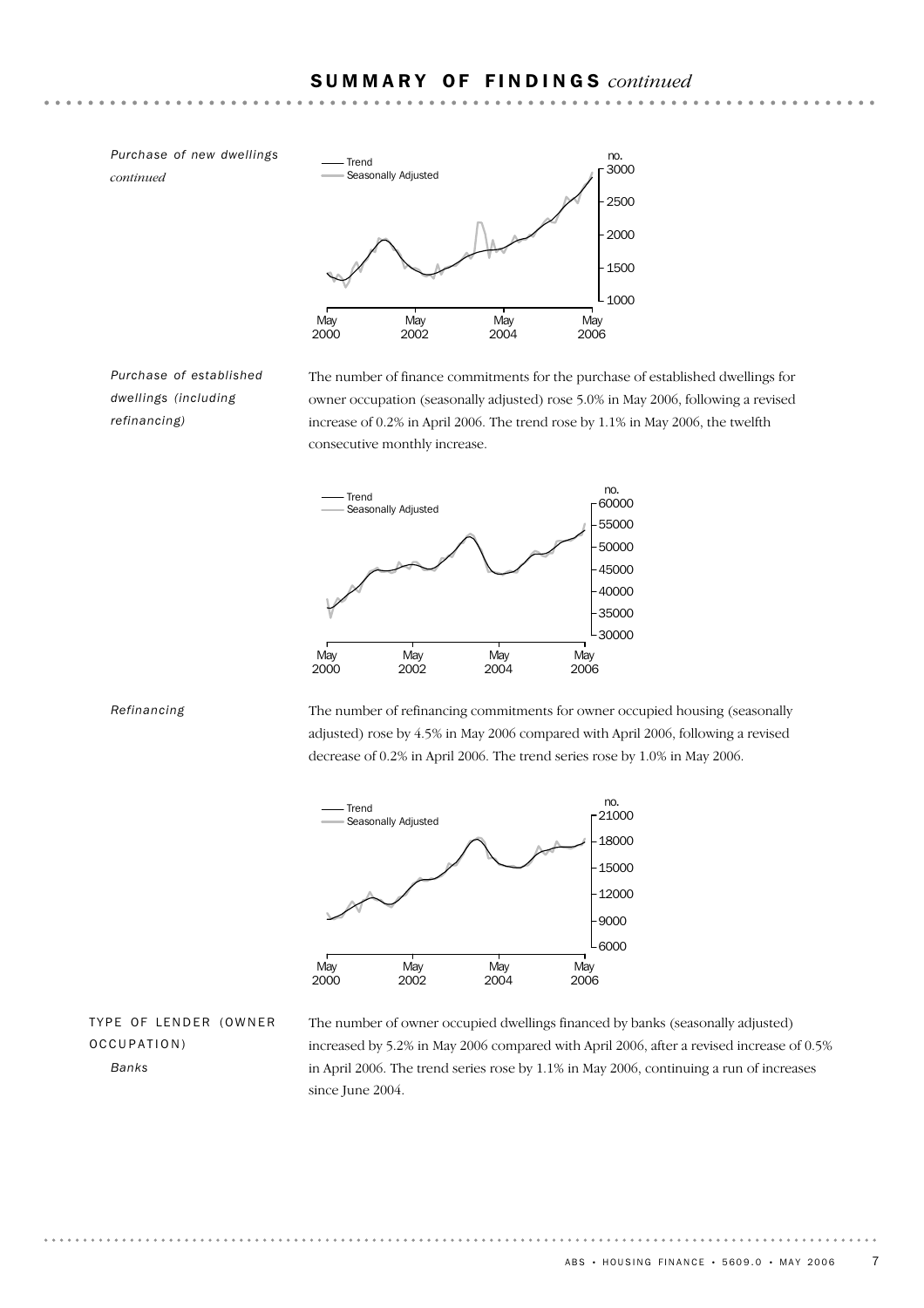## SUMMARY OF FINDINGS *continued*

*Purchase of new dwellings continued*

*Purchase of established dwellings (including refinancing)*

The number of finance commitments for the purchase of established dwellings for owner occupation (seasonally adjusted) rose 5.0% in May 2006, following a revised increase of 0.2% in April 2006. The trend rose by 1.1% in May 2006, the twelfth consecutive monthly increase.

*Refinancing*

The number of refinancing commitments for owner occupied housing (seasonally adjusted) rose by 4.5% in May 2006 compared with April 2006, following a revised decrease of 0.2% in April 2006. The trend series rose by 1.0% in May 2006.

### TYPE OF LENDER (OWNER OCCUPATION)

*Banks*

The number of owner occupied dwellings financed by banks (seasonally adjusted) increased by 5.2% in May 2006 compared with April 2006, after a revised increase of 0.5% in April 2006. The trend series rose by 1.1% in May 2006, continuing a run of increases since June 2004.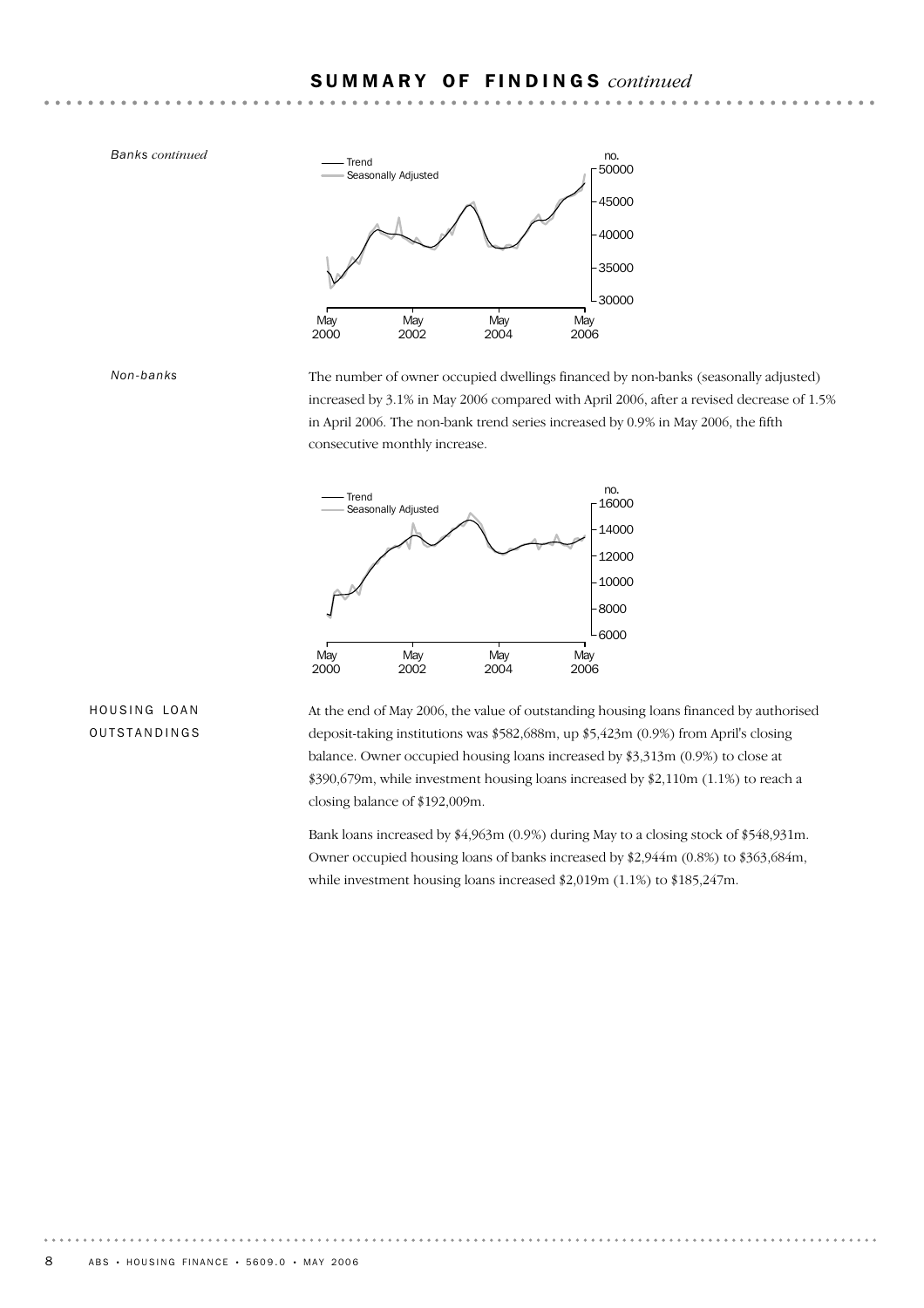## SUMMARY OF FINDINGS *continued*

*Banks continued*

*Non-banks*

The number of owner occupied dwellings financed by non-banks (seasonally adjusted) increased by 3.1% in May 2006 compared with April 2006, after a revised decrease of 1.5% in April 2006. The non-bank trend series increased by 0.9% in May 2006, the fifth consecutive monthly increase.

### HOUSING LOAN OUTSTANDINGS

At the end of May 2006, the value of outstanding housing loans financed by authorised deposit-taking institutions was $582,688m, up $5,423m (0.9%) from April's closing balance. Owner occupied housing loans increased by $3,313m (0.9%) to close at $390,679m, while investment housing loans increased by $2,110m (1.1%) to reach a closing balance of $192,009m.

Bank loans increased by $4,963m (0.9%) during May to a closing stock of $548,931m. Owner occupied housing loans of banks increased by $2,944m (0.8%) to $363,684m, while investment housing loans increased $2,019m (1.1%) to $185,247m.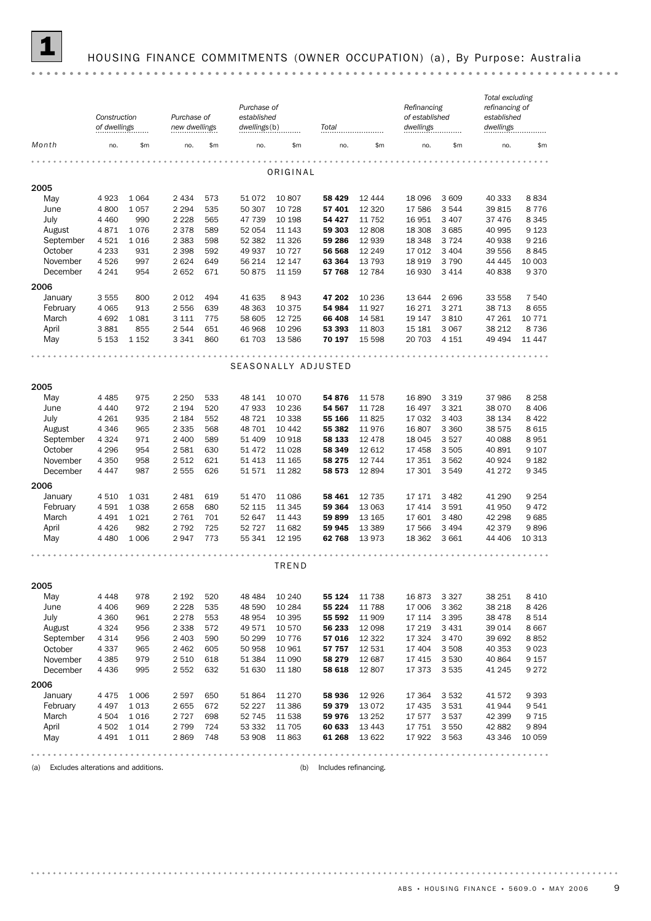# 1 HOUSING FINANCE COMMITMENTS (OWNER OCCUPATION) (a), By Purpose: Australia

| Month | *Construction of dwellings* | | *Purchase of new dwellings* | | *Purchase of established dwellings(b)* | | *Total* | | *Refinancing of established dwellings* | | *Total excluding refinancing of established dwellings* | |
|---|---|---|---|---|---|---|---|---|---|---|---|---|
| | no. | $m | no. | $m | no. | $m | no. | $m | no. | $m | no. | $m |
| **ORIGINAL** | | | | | | | | | | | | |
| **2005** | | | | | | | | | | | | |
| May | 4 923 | 1 064 | 2 434 | 573 | 51 072 | 10 807 | **58 429** | 12 444 | 18 096 | 3 609 | 40 333 | 8 834 |
| June | 4 800 | 1 057 | 2 294 | 535 | 50 307 | 10 728 | **57 401** | 12 320 | 17 586 | 3 544 | 39 815 | 8 776 |
| July | 4 460 | 990 | 2 228 | 565 | 47 739 | 10 198 | **54 427** | 11 752 | 16 951 | 3 407 | 37 476 | 8 345 |
| August | 4 871 | 1 076 | 2 378 | 589 | 52 054 | 11 143 | **59 303** | 12 808 | 18 308 | 3 685 | 40 995 | 9 123 |
| September | 4 521 | 1 016 | 2 383 | 598 | 52 382 | 11 326 | **59 286** | 12 939 | 18 348 | 3 724 | 40 938 | 9 216 |
| October | 4 233 | 931 | 2 398 | 592 | 49 937 | 10 727 | **56 568** | 12 249 | 17 012 | 3 404 | 39 556 | 8 845 |
| November | 4 526 | 997 | 2 624 | 649 | 56 214 | 12 147 | **63 364** | 13 793 | 18 919 | 3 790 | 44 445 | 10 003 |
| December | 4 241 | 954 | 2 652 | 671 | 50 875 | 11 159 | **57 768** | 12 784 | 16 930 | 3 414 | 40 838 | 9 370 |
| **2006** | | | | | | | | | | | | |
| January | 3 555 | 800 | 2 012 | 494 | 41 635 | 8 943 | **47 202** | 10 236 | 13 644 | 2 696 | 33 558 | 7 540 |
| February | 4 065 | 913 | 2 556 | 639 | 48 363 | 10 375 | **54 984** | 11 927 | 16 271 | 3 271 | 38 713 | 8 655 |
| March | 4 692 | 1 081 | 3 111 | 775 | 58 605 | 12 725 | **66 408** | 14 581 | 19 147 | 3 810 | 47 261 | 10 771 |
| April | 3 881 | 855 | 2 544 | 651 | 46 968 | 10 296 | **53 393** | 11 803 | 15 181 | 3 067 | 38 212 | 8 736 |
| May | 5 153 | 1 152 | 3 341 | 860 | 61 703 | 13 586 | **70 197** | 15 598 | 20 703 | 4 151 | 49 494 | 11 447 |
| **SEASONALLY ADJUSTED** | | | | | | | | | | | | |
| **2005** | | | | | | | | | | | | |
| May | 4 485 | 975 | 2 250 | 533 | 48 141 | 10 070 | **54 876** | 11 578 | 16 890 | 3 319 | 37 986 | 8 258 |
| June | 4 440 | 972 | 2 194 | 520 | 47 933 | 10 236 | **54 567** | 11 728 | 16 497 | 3 321 | 38 070 | 8 406 |
| July | 4 261 | 935 | 2 184 | 552 | 48 721 | 10 338 | **55 166** | 11 825 | 17 032 | 3 403 | 38 134 | 8 422 |
| August | 4 346 | 965 | 2 335 | 568 | 48 701 | 10 442 | **55 382** | 11 976 | 16 807 | 3 360 | 38 575 | 8 615 |
| September | 4 324 | 971 | 2 400 | 589 | 51 409 | 10 918 | **58 133** | 12 478 | 18 045 | 3 527 | 40 088 | 8 951 |
| October | 4 296 | 954 | 2 581 | 630 | 51 472 | 11 028 | **58 349** | 12 612 | 17 458 | 3 505 | 40 891 | 9 107 |
| November | 4 350 | 958 | 2 512 | 621 | 51 413 | 11 165 | **58 275** | 12 744 | 17 351 | 3 562 | 40 924 | 9 182 |
| December | 4 447 | 987 | 2 555 | 626 | 51 571 | 11 282 | **58 573** | 12 894 | 17 301 | 3 549 | 41 272 | 9 345 |
| **2006** | | | | | | | | | | | | |
| January | 4 510 | 1 031 | 2 481 | 619 | 51 470 | 11 086 | **58 461** | 12 735 | 17 171 | 3 482 | 41 290 | 9 254 |
| February | 4 591 | 1 038 | 2 658 | 680 | 52 115 | 11 345 | **59 364** | 13 063 | 17 414 | 3 591 | 41 950 | 9 472 |
| March | 4 491 | 1 021 | 2 761 | 701 | 52 647 | 11 443 | **59 899** | 13 165 | 17 601 | 3 480 | 42 298 | 9 685 |
| April | 4 426 | 982 | 2 792 | 725 | 52 727 | 11 682 | **59 945** | 13 389 | 17 566 | 3 494 | 42 379 | 9 896 |
| May | 4 480 | 1 006 | 2 947 | 773 | 55 341 | 12 195 | **62 768** | 13 973 | 18 362 | 3 661 | 44 406 | 10 313 |
| **TREND** | | | | | | | | | | | | |
| **2005** | | | | | | | | | | | | |
| May | 4 448 | 978 | 2 192 | 520 | 48 484 | 10 240 | **55 124** | 11 738 | 16 873 | 3 327 | 38 251 | 8 410 |
| June | 4 406 | 969 | 2 228 | 535 | 48 590 | 10 284 | **55 224** | 11 788 | 17 006 | 3 362 | 38 218 | 8 426 |
| July | 4 360 | 961 | 2 278 | 553 | 48 954 | 10 395 | **55 592** | 11 909 | 17 114 | 3 395 | 38 478 | 8 514 |
| August | 4 324 | 956 | 2 338 | 572 | 49 571 | 10 570 | **56 233** | 12 098 | 17 219 | 3 431 | 39 014 | 8 667 |
| September | 4 314 | 956 | 2 403 | 590 | 50 299 | 10 776 | **57 016** | 12 322 | 17 324 | 3 470 | 39 692 | 8 852 |
| October | 4 337 | 965 | 2 462 | 605 | 50 958 | 10 961 | **57 757** | 12 531 | 17 404 | 3 508 | 40 353 | 9 023 |
| November | 4 385 | 979 | 2 510 | 618 | 51 384 | 11 090 | **58 279** | 12 687 | 17 415 | 3 530 | 40 864 | 9 157 |
| December | 4 436 | 995 | 2 552 | 632 | 51 630 | 11 180 | **58 618** | 12 807 | 17 373 | 3 535 | 41 245 | 9 272 |
| **2006** | | | | | | | | | | | | |
| January | 4 475 | 1 006 | 2 597 | 650 | 51 864 | 11 270 | **58 936** | 12 926 | 17 364 | 3 532 | 41 572 | 9 393 |
| February | 4 497 | 1 013 | 2 655 | 672 | 52 227 | 11 386 | **59 379** | 13 072 | 17 435 | 3 531 | 41 944 | 9 541 |
| March | 4 504 | 1 016 | 2 727 | 698 | 52 745 | 11 538 | **59 976** | 13 252 | 17 577 | 3 537 | 42 399 | 9 715 |
| April | 4 502 | 1 014 | 2 799 | 724 | 53 332 | 11 705 | **60 633** | 13 443 | 17 751 | 3 550 | 42 882 | 9 894 |
| May | 4 491 | 1 011 | 2 869 | 748 | 53 908 | 11 863 | **61 268** | 13 622 | 17 922 | 3 563 | 43 346 | 10 059 |

(a) Excludes alterations and additions.

(b) Includes refinancing.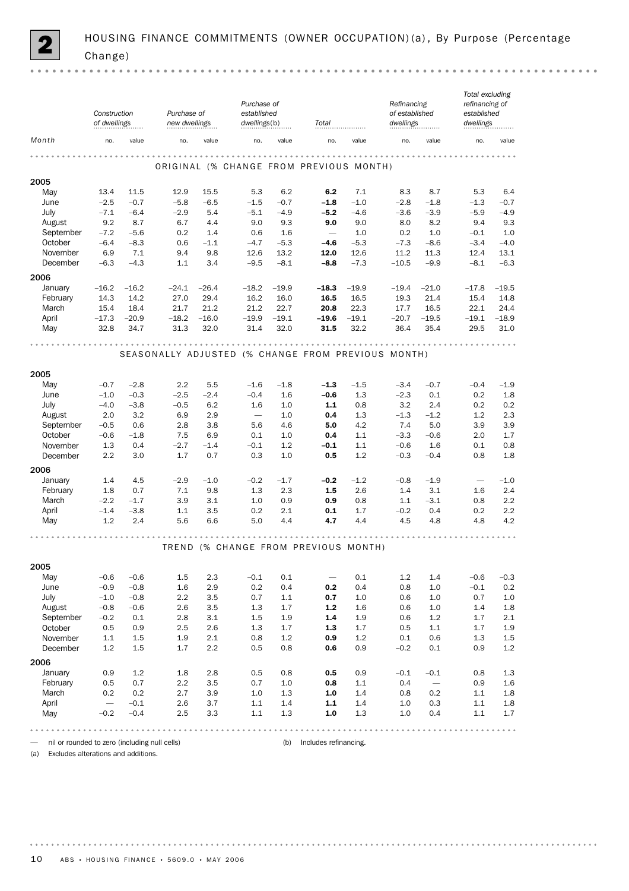# 2 HOUSING FINANCE COMMITMENTS (OWNER OCCUPATION)(a), By Purpose (Percentage Change)

| Month | Construction of dwellings | | Purchase of new dwellings | | Purchase of established dwellings(b) | | Total | | Refinancing of established dwellings | | Total excluding refinancing of established dwellings | |
|---|---|---|---|---|---|---|---|---|---|---|---|---|
| | no. | value | no. | value | no. | value | no. | value | no. | value | no. | value |
| **ORIGINAL (% CHANGE FROM PREVIOUS MONTH)** | | | | | | | | | | | | |
| **2005** | | | | | | | | | | | | |
| May | 13.4 | 11.5 | 12.9 | 15.5 | 5.3 | 6.2 | **6.2** | 7.1 | 8.3 | 8.7 | 5.3 | 6.4 |
| June | –2.5 | –0.7 | –5.8 | –6.5 | –1.5 | –0.7 | **–1.8** | –1.0 | –2.8 | –1.8 | –1.3 | –0.7 |
| July | –7.1 | –6.4 | –2.9 | 5.4 | –5.1 | –4.9 | **–5.2** | –4.6 | –3.6 | –3.9 | –5.9 | –4.9 |
| August | 9.2 | 8.7 | 6.7 | 4.4 | 9.0 | 9.3 | **9.0** | 9.0 | 8.0 | 8.2 | 9.4 | 9.3 |
| September | –7.2 | –5.6 | 0.2 | 1.4 | 0.6 | 1.6 | **—** | 1.0 | 0.2 | 1.0 | –0.1 | 1.0 |
| October | –6.4 | –8.3 | 0.6 | –1.1 | –4.7 | –5.3 | **–4.6** | –5.3 | –7.3 | –8.6 | –3.4 | –4.0 |
| November | 6.9 | 7.1 | 9.4 | 9.8 | 12.6 | 13.2 | **12.0** | 12.6 | 11.2 | 11.3 | 12.4 | 13.1 |
| December | –6.3 | –4.3 | 1.1 | 3.4 | –9.5 | –8.1 | **–8.8** | –7.3 | –10.5 | –9.9 | –8.1 | –6.3 |
| **2006** | | | | | | | | | | | | |
| January | –16.2 | –16.2 | –24.1 | –26.4 | –18.2 | –19.9 | **–18.3** | –19.9 | –19.4 | –21.0 | –17.8 | –19.5 |
| February | 14.3 | 14.2 | 27.0 | 29.4 | 16.2 | 16.0 | **16.5** | 16.5 | 19.3 | 21.4 | 15.4 | 14.8 |
| March | 15.4 | 18.4 | 21.7 | 21.2 | 21.2 | 22.7 | **20.8** | 22.3 | 17.7 | 16.5 | 22.1 | 24.4 |
| April | –17.3 | –20.9 | –18.2 | –16.0 | –19.9 | –19.1 | **–19.6** | –19.1 | –20.7 | –19.5 | –19.1 | –18.9 |
| May | 32.8 | 34.7 | 31.3 | 32.0 | 31.4 | 32.0 | **31.5** | 32.2 | 36.4 | 35.4 | 29.5 | 31.0 |
| **SEASONALLY ADJUSTED (% CHANGE FROM PREVIOUS MONTH)** | | | | | | | | | | | | |
| **2005** | | | | | | | | | | | | |
| May | –0.7 | –2.8 | 2.2 | 5.5 | –1.6 | –1.8 | **–1.3** | –1.5 | –3.4 | –0.7 | –0.4 | –1.9 |
| June | –1.0 | –0.3 | –2.5 | –2.4 | –0.4 | 1.6 | **–0.6** | 1.3 | –2.3 | 0.1 | 0.2 | 1.8 |
| July | –4.0 | –3.8 | –0.5 | 6.2 | 1.6 | 1.0 | **1.1** | 0.8 | 3.2 | 2.4 | 0.2 | 0.2 |
| August | 2.0 | 3.2 | 6.9 | 2.9 | — | 1.0 | **0.4** | 1.3 | –1.3 | –1.2 | 1.2 | 2.3 |
| September | –0.5 | 0.6 | 2.8 | 3.8 | 5.6 | 4.6 | **5.0** | 4.2 | 7.4 | 5.0 | 3.9 | 3.9 |
| October | –0.6 | –1.8 | 7.5 | 6.9 | 0.1 | 1.0 | **0.4** | 1.1 | –3.3 | –0.6 | 2.0 | 1.7 |
| November | 1.3 | 0.4 | –2.7 | –1.4 | –0.1 | 1.2 | **–0.1** | 1.1 | –0.6 | 1.6 | 0.1 | 0.8 |
| December | 2.2 | 3.0 | 1.7 | 0.7 | 0.3 | 1.0 | **0.5** | 1.2 | –0.3 | –0.4 | 0.8 | 1.8 |
| **2006** | | | | | | | | | | | | |
| January | 1.4 | 4.5 | –2.9 | –1.0 | –0.2 | –1.7 | **–0.2** | –1.2 | –0.8 | –1.9 | — | –1.0 |
| February | 1.8 | 0.7 | 7.1 | 9.8 | 1.3 | 2.3 | **1.5** | 2.6 | 1.4 | 3.1 | 1.6 | 2.4 |
| March | –2.2 | –1.7 | 3.9 | 3.1 | 1.0 | 0.9 | **0.9** | 0.8 | 1.1 | –3.1 | 0.8 | 2.2 |
| April | –1.4 | –3.8 | 1.1 | 3.5 | 0.2 | 2.1 | **0.1** | 1.7 | –0.2 | 0.4 | 0.2 | 2.2 |
| May | 1.2 | 2.4 | 5.6 | 6.6 | 5.0 | 4.4 | **4.7** | 4.4 | 4.5 | 4.8 | 4.8 | 4.2 |
| **TREND (% CHANGE FROM PREVIOUS MONTH)** | | | | | | | | | | | | |
| **2005** | | | | | | | | | | | | |
| May | –0.6 | –0.6 | 1.5 | 2.3 | –0.1 | 0.1 | **—** | 0.1 | 1.2 | 1.4 | –0.6 | –0.3 |
| June | –0.9 | –0.8 | 1.6 | 2.9 | 0.2 | 0.4 | **0.2** | 0.4 | 0.8 | 1.0 | –0.1 | 0.2 |
| July | –1.0 | –0.8 | 2.2 | 3.5 | 0.7 | 1.1 | **0.7** | 1.0 | 0.6 | 1.0 | 0.7 | 1.0 |
| August | –0.8 | –0.6 | 2.6 | 3.5 | 1.3 | 1.7 | **1.2** | 1.6 | 0.6 | 1.0 | 1.4 | 1.8 |
| September | –0.2 | 0.1 | 2.8 | 3.1 | 1.5 | 1.9 | **1.4** | 1.9 | 0.6 | 1.2 | 1.7 | 2.1 |
| October | 0.5 | 0.9 | 2.5 | 2.6 | 1.3 | 1.7 | **1.3** | 1.7 | 0.5 | 1.1 | 1.7 | 1.9 |
| November | 1.1 | 1.5 | 1.9 | 2.1 | 0.8 | 1.2 | **0.9** | 1.2 | 0.1 | 0.6 | 1.3 | 1.5 |
| December | 1.2 | 1.5 | 1.7 | 2.2 | 0.5 | 0.8 | **0.6** | 0.9 | –0.2 | 0.1 | 0.9 | 1.2 |
| **2006** | | | | | | | | | | | | |
| January | 0.9 | 1.2 | 1.8 | 2.8 | 0.5 | 0.8 | **0.5** | 0.9 | –0.1 | –0.1 | 0.8 | 1.3 |
| February | 0.5 | 0.7 | 2.2 | 3.5 | 0.7 | 1.0 | **0.8** | 1.1 | 0.4 | — | 0.9 | 1.6 |
| March | 0.2 | 0.2 | 2.7 | 3.9 | 1.0 | 1.3 | **1.0** | 1.4 | 0.8 | 0.2 | 1.1 | 1.8 |
| April | — | –0.1 | 2.6 | 3.7 | 1.1 | 1.4 | **1.1** | 1.4 | 1.0 | 0.3 | 1.1 | 1.8 |
| May | –0.2 | –0.4 | 2.5 | 3.3 | 1.1 | 1.3 | **1.0** | 1.3 | 1.0 | 0.4 | 1.1 | 1.7 |

— nil or rounded to zero (including null cells)

(a) Excludes alterations and additions.

(b) Includes refinancing.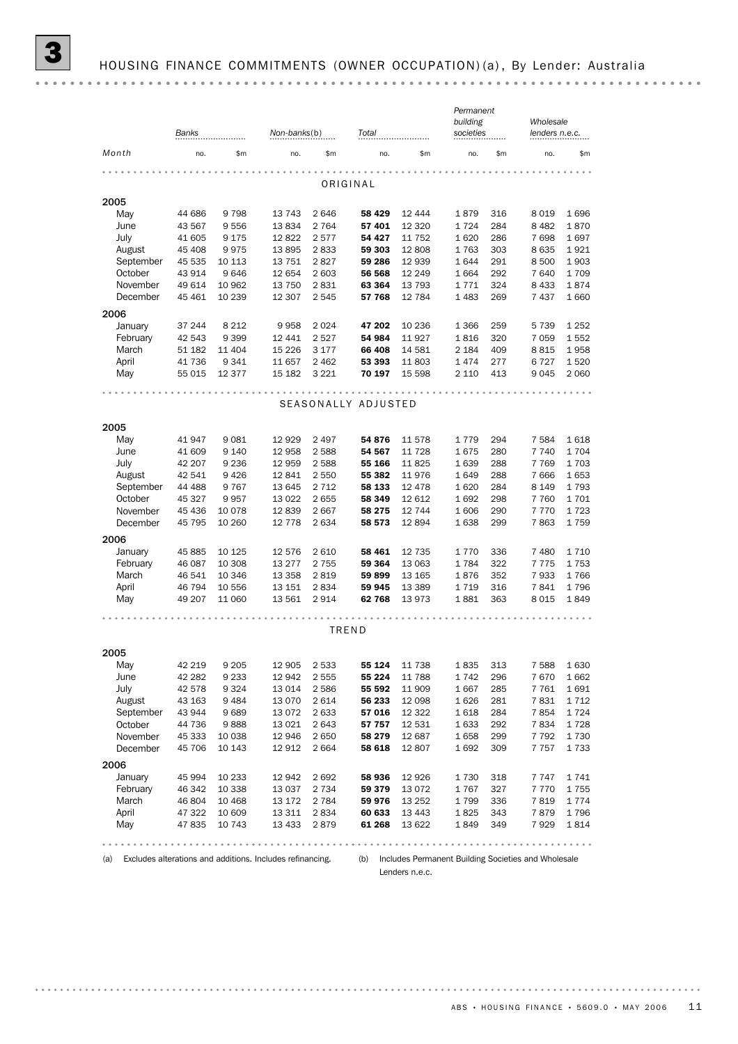# 3 HOUSING FINANCE COMMITMENTS (OWNER OCCUPATION)(a), By Lender: Australia

| | Banks | | Non-banks(b) | | Total | | Permanent building societies | | Wholesale lenders n.e.c. | |
|---|---|---|---|---|---|---|---|---|---|---|
| Month | no. | $m | no. | $m | no. | $m | no. | $m | no. | $m |
| **ORIGINAL** | | | | | | | | | | |
| **2005** | | | | | | | | | | |
| May | 44 686 | 9 798 | 13 743 | 2 646 | **58 429** | 12 444 | 1 879 | 316 | 8 019 | 1 696 |
| June | 43 567 | 9 556 | 13 834 | 2 764 | **57 401** | 12 320 | 1 724 | 284 | 8 482 | 1 870 |
| July | 41 605 | 9 175 | 12 822 | 2 577 | **54 427** | 11 752 | 1 620 | 286 | 7 698 | 1 697 |
| August | 45 408 | 9 975 | 13 895 | 2 833 | **59 303** | 12 808 | 1 763 | 303 | 8 635 | 1 921 |
| September | 45 535 | 10 113 | 13 751 | 2 827 | **59 286** | 12 939 | 1 644 | 291 | 8 500 | 1 903 |
| October | 43 914 | 9 646 | 12 654 | 2 603 | **56 568** | 12 249 | 1 664 | 292 | 7 640 | 1 709 |
| November | 49 614 | 10 962 | 13 750 | 2 831 | **63 364** | 13 793 | 1 771 | 324 | 8 433 | 1 874 |
| December | 45 461 | 10 239 | 12 307 | 2 545 | **57 768** | 12 784 | 1 483 | 269 | 7 437 | 1 660 |
| **2006** | | | | | | | | | | |
| January | 37 244 | 8 212 | 9 958 | 2 024 | **47 202** | 10 236 | 1 366 | 259 | 5 739 | 1 252 |
| February | 42 543 | 9 399 | 12 441 | 2 527 | **54 984** | 11 927 | 1 816 | 320 | 7 059 | 1 552 |
| March | 51 182 | 11 404 | 15 226 | 3 177 | **66 408** | 14 581 | 2 184 | 409 | 8 815 | 1 958 |
| April | 41 736 | 9 341 | 11 657 | 2 462 | **53 393** | 11 803 | 1 474 | 277 | 6 727 | 1 520 |
| May | 55 015 | 12 377 | 15 182 | 3 221 | **70 197** | 15 598 | 2 110 | 413 | 9 045 | 2 060 |
| **SEASONALLY ADJUSTED** | | | | | | | | | | |
| **2005** | | | | | | | | | | |
| May | 41 947 | 9 081 | 12 929 | 2 497 | **54 876** | 11 578 | 1 779 | 294 | 7 584 | 1 618 |
| June | 41 609 | 9 140 | 12 958 | 2 588 | **54 567** | 11 728 | 1 675 | 280 | 7 740 | 1 704 |
| July | 42 207 | 9 236 | 12 959 | 2 588 | **55 166** | 11 825 | 1 639 | 288 | 7 769 | 1 703 |
| August | 42 541 | 9 426 | 12 841 | 2 550 | **55 382** | 11 976 | 1 649 | 288 | 7 666 | 1 653 |
| September | 44 488 | 9 767 | 13 645 | 2 712 | **58 133** | 12 478 | 1 620 | 284 | 8 149 | 1 793 |
| October | 45 327 | 9 957 | 13 022 | 2 655 | **58 349** | 12 612 | 1 692 | 298 | 7 760 | 1 701 |
| November | 45 436 | 10 078 | 12 839 | 2 667 | **58 275** | 12 744 | 1 606 | 290 | 7 770 | 1 723 |
| December | 45 795 | 10 260 | 12 778 | 2 634 | **58 573** | 12 894 | 1 638 | 299 | 7 863 | 1 759 |
| **2006** | | | | | | | | | | |
| January | 45 885 | 10 125 | 12 576 | 2 610 | **58 461** | 12 735 | 1 770 | 336 | 7 480 | 1 710 |
| February | 46 087 | 10 308 | 13 277 | 2 755 | **59 364** | 13 063 | 1 784 | 322 | 7 775 | 1 753 |
| March | 46 541 | 10 346 | 13 358 | 2 819 | **59 899** | 13 165 | 1 876 | 352 | 7 933 | 1 766 |
| April | 46 794 | 10 556 | 13 151 | 2 834 | **59 945** | 13 389 | 1 719 | 316 | 7 841 | 1 796 |
| May | 49 207 | 11 060 | 13 561 | 2 914 | **62 768** | 13 973 | 1 881 | 363 | 8 015 | 1 849 |
| **TREND** | | | | | | | | | | |
| **2005** | | | | | | | | | | |
| May | 42 219 | 9 205 | 12 905 | 2 533 | **55 124** | 11 738 | 1 835 | 313 | 7 588 | 1 630 |
| June | 42 282 | 9 233 | 12 942 | 2 555 | **55 224** | 11 788 | 1 742 | 296 | 7 670 | 1 662 |
| July | 42 578 | 9 324 | 13 014 | 2 586 | **55 592** | 11 909 | 1 667 | 285 | 7 761 | 1 691 |
| August | 43 163 | 9 484 | 13 070 | 2 614 | **56 233** | 12 098 | 1 626 | 281 | 7 831 | 1 712 |
| September | 43 944 | 9 689 | 13 072 | 2 633 | **57 016** | 12 322 | 1 618 | 284 | 7 854 | 1 724 |
| October | 44 736 | 9 888 | 13 021 | 2 643 | **57 757** | 12 531 | 1 633 | 292 | 7 834 | 1 728 |
| November | 45 333 | 10 038 | 12 946 | 2 650 | **58 279** | 12 687 | 1 658 | 299 | 7 792 | 1 730 |
| December | 45 706 | 10 143 | 12 912 | 2 664 | **58 618** | 12 807 | 1 692 | 309 | 7 757 | 1 733 |
| **2006** | | | | | | | | | | |
| January | 45 994 | 10 233 | 12 942 | 2 692 | **58 936** | 12 926 | 1 730 | 318 | 7 747 | 1 741 |
| February | 46 342 | 10 338 | 13 037 | 2 734 | **59 379** | 13 072 | 1 767 | 327 | 7 770 | 1 755 |
| March | 46 804 | 10 468 | 13 172 | 2 784 | **59 976** | 13 252 | 1 799 | 336 | 7 819 | 1 774 |
| April | 47 322 | 10 609 | 13 311 | 2 834 | **60 633** | 13 443 | 1 825 | 343 | 7 879 | 1 796 |
| May | 47 835 | 10 743 | 13 433 | 2 879 | **61 268** | 13 622 | 1 849 | 349 | 7 929 | 1 814 |

(a) Excludes alterations and additions. Includes refinancing.

(b) Includes Permanent Building Societies and Wholesale Lenders n.e.c.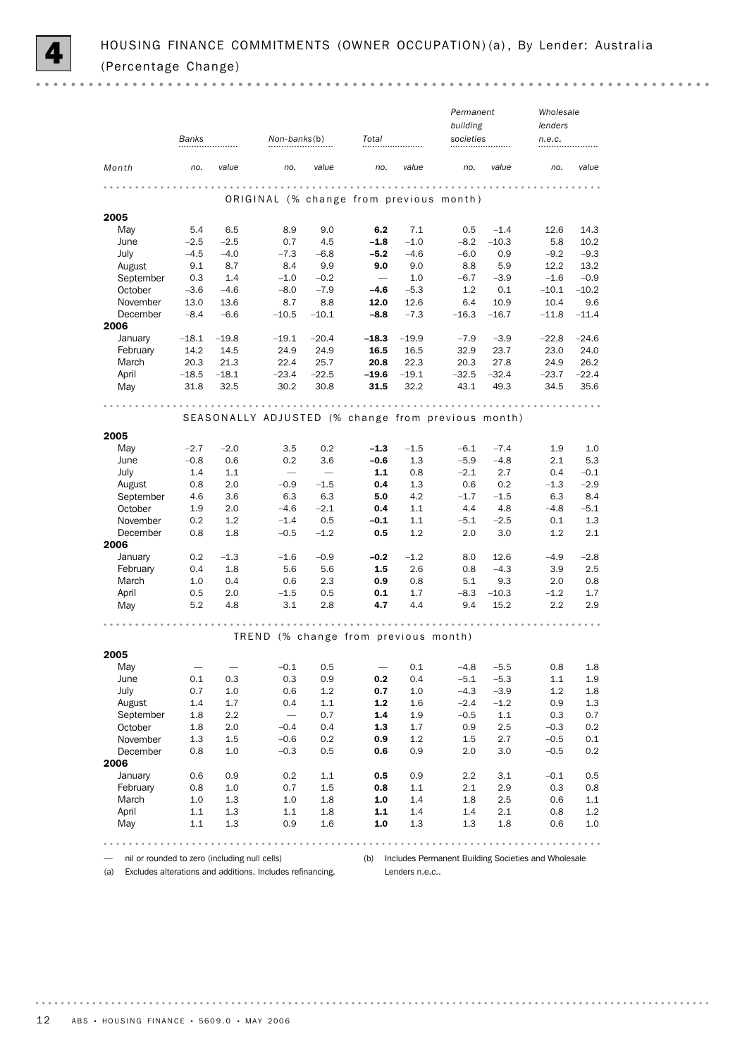# 4 HOUSING FINANCE COMMITMENTS (OWNER OCCUPATION)(a), By Lender: Australia (Percentage Change)

| Month | Banks | | Non-banks(b) | | Total | | Permanent building societies | | Wholesale lenders n.e.c. | |
|---|---|---|---|---|---|---|---|---|---|---|
| | no. | value | no. | value | no. | value | no. | value | no. | value |
| **ORIGINAL (% change from previous month)** | | | | | | | | | | |
| **2005** | | | | | | | | | | |
| May | 5.4 | 6.5 | 8.9 | 9.0 | **6.2** | 7.1 | 0.5 | –1.4 | 12.6 | 14.3 |
| June | –2.5 | –2.5 | 0.7 | 4.5 | **–1.8** | –1.0 | –8.2 | –10.3 | 5.8 | 10.2 |
| July | –4.5 | –4.0 | –7.3 | –6.8 | **–5.2** | –4.6 | –6.0 | 0.9 | –9.2 | –9.3 |
| August | 9.1 | 8.7 | 8.4 | 9.9 | **9.0** | 9.0 | 8.8 | 5.9 | 12.2 | 13.2 |
| September | 0.3 | 1.4 | –1.0 | –0.2 | **—** | 1.0 | –6.7 | –3.9 | –1.6 | –0.9 |
| October | –3.6 | –4.6 | –8.0 | –7.9 | **–4.6** | –5.3 | 1.2 | 0.1 | –10.1 | –10.2 |
| November | 13.0 | 13.6 | 8.7 | 8.8 | **12.0** | 12.6 | 6.4 | 10.9 | 10.4 | 9.6 |
| December | –8.4 | –6.6 | –10.5 | –10.1 | **–8.8** | –7.3 | –16.3 | –16.7 | –11.8 | –11.4 |
| **2006** | | | | | | | | | | |
| January | –18.1 | –19.8 | –19.1 | –20.4 | **–18.3** | –19.9 | –7.9 | –3.9 | –22.8 | –24.6 |
| February | 14.2 | 14.5 | 24.9 | 24.9 | **16.5** | 16.5 | 32.9 | 23.7 | 23.0 | 24.0 |
| March | 20.3 | 21.3 | 22.4 | 25.7 | **20.8** | 22.3 | 20.3 | 27.8 | 24.9 | 26.2 |
| April | –18.5 | –18.1 | –23.4 | –22.5 | **–19.6** | –19.1 | –32.5 | –32.4 | –23.7 | –22.4 |
| May | 31.8 | 32.5 | 30.2 | 30.8 | **31.5** | 32.2 | 43.1 | 49.3 | 34.5 | 35.6 |
| **SEASONALLY ADJUSTED (% change from previous month)** | | | | | | | | | | |
| **2005** | | | | | | | | | | |
| May | –2.7 | –2.0 | 3.5 | 0.2 | **–1.3** | –1.5 | –6.1 | –7.4 | 1.9 | 1.0 |
| June | –0.8 | 0.6 | 0.2 | 3.6 | **–0.6** | 1.3 | –5.9 | –4.8 | 2.1 | 5.3 |
| July | 1.4 | 1.1 | — | — | **1.1** | 0.8 | –2.1 | 2.7 | 0.4 | –0.1 |
| August | 0.8 | 2.0 | –0.9 | –1.5 | **0.4** | 1.3 | 0.6 | 0.2 | –1.3 | –2.9 |
| September | 4.6 | 3.6 | 6.3 | 6.3 | **5.0** | 4.2 | –1.7 | –1.5 | 6.3 | 8.4 |
| October | 1.9 | 2.0 | –4.6 | –2.1 | **0.4** | 1.1 | 4.4 | 4.8 | –4.8 | –5.1 |
| November | 0.2 | 1.2 | –1.4 | 0.5 | **–0.1** | 1.1 | –5.1 | –2.5 | 0.1 | 1.3 |
| December | 0.8 | 1.8 | –0.5 | –1.2 | **0.5** | 1.2 | 2.0 | 3.0 | 1.2 | 2.1 |
| **2006** | | | | | | | | | | |
| January | 0.2 | –1.3 | –1.6 | –0.9 | **–0.2** | –1.2 | 8.0 | 12.6 | –4.9 | –2.8 |
| February | 0.4 | 1.8 | 5.6 | 5.6 | **1.5** | 2.6 | 0.8 | –4.3 | 3.9 | 2.5 |
| March | 1.0 | 0.4 | 0.6 | 2.3 | **0.9** | 0.8 | 5.1 | 9.3 | 2.0 | 0.8 |
| April | 0.5 | 2.0 | –1.5 | 0.5 | **0.1** | 1.7 | –8.3 | –10.3 | –1.2 | 1.7 |
| May | 5.2 | 4.8 | 3.1 | 2.8 | **4.7** | 4.4 | 9.4 | 15.2 | 2.2 | 2.9 |
| **TREND (% change from previous month)** | | | | | | | | | | |
| **2005** | | | | | | | | | | |
| May | — | — | –0.1 | 0.5 | **—** | 0.1 | –4.8 | –5.5 | 0.8 | 1.8 |
| June | 0.1 | 0.3 | 0.3 | 0.9 | **0.2** | 0.4 | –5.1 | –5.3 | 1.1 | 1.9 |
| July | 0.7 | 1.0 | 0.6 | 1.2 | **0.7** | 1.0 | –4.3 | –3.9 | 1.2 | 1.8 |
| August | 1.4 | 1.7 | 0.4 | 1.1 | **1.2** | 1.6 | –2.4 | –1.2 | 0.9 | 1.3 |
| September | 1.8 | 2.2 | — | 0.7 | **1.4** | 1.9 | –0.5 | 1.1 | 0.3 | 0.7 |
| October | 1.8 | 2.0 | –0.4 | 0.4 | **1.3** | 1.7 | 0.9 | 2.5 | –0.3 | 0.2 |
| November | 1.3 | 1.5 | –0.6 | 0.2 | **0.9** | 1.2 | 1.5 | 2.7 | –0.5 | 0.1 |
| December | 0.8 | 1.0 | –0.3 | 0.5 | **0.6** | 0.9 | 2.0 | 3.0 | –0.5 | 0.2 |
| **2006** | | | | | | | | | | |
| January | 0.6 | 0.9 | 0.2 | 1.1 | **0.5** | 0.9 | 2.2 | 3.1 | –0.1 | 0.5 |
| February | 0.8 | 1.0 | 0.7 | 1.5 | **0.8** | 1.1 | 2.1 | 2.9 | 0.3 | 0.8 |
| March | 1.0 | 1.3 | 1.0 | 1.8 | **1.0** | 1.4 | 1.8 | 2.5 | 0.6 | 1.1 |
| April | 1.1 | 1.3 | 1.1 | 1.8 | **1.1** | 1.4 | 1.4 | 2.1 | 0.8 | 1.2 |
| May | 1.1 | 1.3 | 0.9 | 1.6 | **1.0** | 1.3 | 1.3 | 1.8 | 0.6 | 1.0 |

— nil or rounded to zero (including null cells)

(a) Excludes alterations and additions. Includes refinancing.

(b) Includes Permanent Building Societies and Wholesale Lenders n.e.c..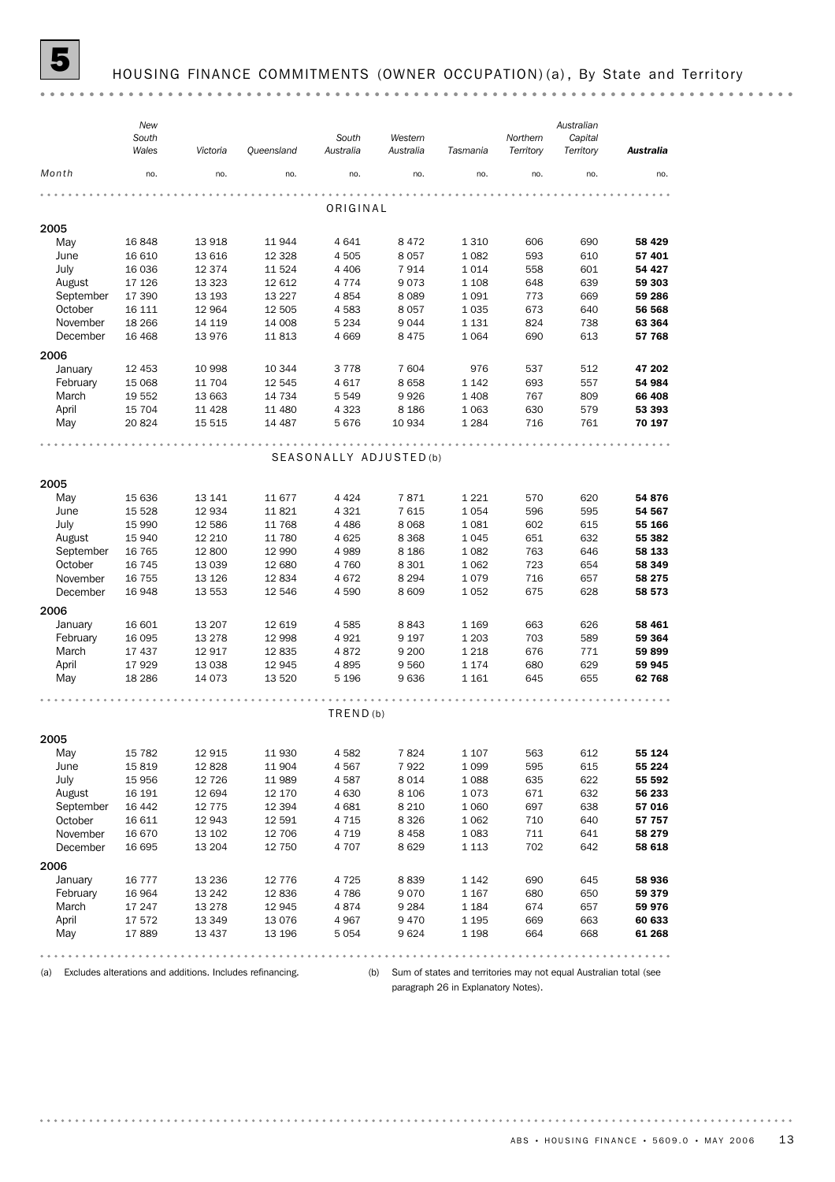# 5 HOUSING FINANCE COMMITMENTS (OWNER OCCUPATION)(a), By State and Territory

| Month | New South Wales | Victoria | Queensland | South Australia | Western Australia | Tasmania | Northern Territory | Australian Capital Territory | **Australia** |
|---|---|---|---|---|---|---|---|---|---|
| | no. | no. | no. | no. | no. | no. | no. | no. | no. |
| **ORIGINAL** | | | | | | | | | |
| **2005** | | | | | | | | | |
| May | 16 848 | 13 918 | 11 944 | 4 641 | 8 472 | 1 310 | 606 | 690 | **58 429** |
| June | 16 610 | 13 616 | 12 328 | 4 505 | 8 057 | 1 082 | 593 | 610 | **57 401** |
| July | 16 036 | 12 374 | 11 524 | 4 406 | 7 914 | 1 014 | 558 | 601 | **54 427** |
| August | 17 126 | 13 323 | 12 612 | 4 774 | 9 073 | 1 108 | 648 | 639 | **59 303** |
| September | 17 390 | 13 193 | 13 227 | 4 854 | 8 089 | 1 091 | 773 | 669 | **59 286** |
| October | 16 111 | 12 964 | 12 505 | 4 583 | 8 057 | 1 035 | 673 | 640 | **56 568** |
| November | 18 266 | 14 119 | 14 008 | 5 234 | 9 044 | 1 131 | 824 | 738 | **63 364** |
| December | 16 468 | 13 976 | 11 813 | 4 669 | 8 475 | 1 064 | 690 | 613 | **57 768** |
| **2006** | | | | | | | | | |
| January | 12 453 | 10 998 | 10 344 | 3 778 | 7 604 | 976 | 537 | 512 | **47 202** |
| February | 15 068 | 11 704 | 12 545 | 4 617 | 8 658 | 1 142 | 693 | 557 | **54 984** |
| March | 19 552 | 13 663 | 14 734 | 5 549 | 9 926 | 1 408 | 767 | 809 | **66 408** |
| April | 15 704 | 11 428 | 11 480 | 4 323 | 8 186 | 1 063 | 630 | 579 | **53 393** |
| May | 20 824 | 15 515 | 14 487 | 5 676 | 10 934 | 1 284 | 716 | 761 | **70 197** |
| **SEASONALLY ADJUSTED(b)** | | | | | | | | | |
| **2005** | | | | | | | | | |
| May | 15 636 | 13 141 | 11 677 | 4 424 | 7 871 | 1 221 | 570 | 620 | **54 876** |
| June | 15 528 | 12 934 | 11 821 | 4 321 | 7 615 | 1 054 | 596 | 595 | **54 567** |
| July | 15 990 | 12 586 | 11 768 | 4 486 | 8 068 | 1 081 | 602 | 615 | **55 166** |
| August | 15 940 | 12 210 | 11 780 | 4 625 | 8 368 | 1 045 | 651 | 632 | **55 382** |
| September | 16 765 | 12 800 | 12 990 | 4 989 | 8 186 | 1 082 | 763 | 646 | **58 133** |
| October | 16 745 | 13 039 | 12 680 | 4 760 | 8 301 | 1 062 | 723 | 654 | **58 349** |
| November | 16 755 | 13 126 | 12 834 | 4 672 | 8 294 | 1 079 | 716 | 657 | **58 275** |
| December | 16 948 | 13 553 | 12 546 | 4 590 | 8 609 | 1 052 | 675 | 628 | **58 573** |
| **2006** | | | | | | | | | |
| January | 16 601 | 13 207 | 12 619 | 4 585 | 8 843 | 1 169 | 663 | 626 | **58 461** |
| February | 16 095 | 13 278 | 12 998 | 4 921 | 9 197 | 1 203 | 703 | 589 | **59 364** |
| March | 17 437 | 12 917 | 12 835 | 4 872 | 9 200 | 1 218 | 676 | 771 | **59 899** |
| April | 17 929 | 13 038 | 12 945 | 4 895 | 9 560 | 1 174 | 680 | 629 | **59 945** |
| May | 18 286 | 14 073 | 13 520 | 5 196 | 9 636 | 1 161 | 645 | 655 | **62 768** |
| **TREND(b)** | | | | | | | | | |
| **2005** | | | | | | | | | |
| May | 15 782 | 12 915 | 11 930 | 4 582 | 7 824 | 1 107 | 563 | 612 | **55 124** |
| June | 15 819 | 12 828 | 11 904 | 4 567 | 7 922 | 1 099 | 595 | 615 | **55 224** |
| July | 15 956 | 12 726 | 11 989 | 4 587 | 8 014 | 1 088 | 635 | 622 | **55 592** |
| August | 16 191 | 12 694 | 12 170 | 4 630 | 8 106 | 1 073 | 671 | 632 | **56 233** |
| September | 16 442 | 12 775 | 12 394 | 4 681 | 8 210 | 1 060 | 697 | 638 | **57 016** |
| October | 16 611 | 12 943 | 12 591 | 4 715 | 8 326 | 1 062 | 710 | 640 | **57 757** |
| November | 16 670 | 13 102 | 12 706 | 4 719 | 8 458 | 1 083 | 711 | 641 | **58 279** |
| December | 16 695 | 13 204 | 12 750 | 4 707 | 8 629 | 1 113 | 702 | 642 | **58 618** |
| **2006** | | | | | | | | | |
| January | 16 777 | 13 236 | 12 776 | 4 725 | 8 839 | 1 142 | 690 | 645 | **58 936** |
| February | 16 964 | 13 242 | 12 836 | 4 786 | 9 070 | 1 167 | 680 | 650 | **59 379** |
| March | 17 247 | 13 278 | 12 945 | 4 874 | 9 284 | 1 184 | 674 | 657 | **59 976** |
| April | 17 572 | 13 349 | 13 076 | 4 967 | 9 470 | 1 195 | 669 | 663 | **60 633** |
| May | 17 889 | 13 437 | 13 196 | 5 054 | 9 624 | 1 198 | 664 | 668 | **61 268** |

(a) Excludes alterations and additions. Includes refinancing.

(b) Sum of states and territories may not equal Australian total (see paragraph 26 in Explanatory Notes).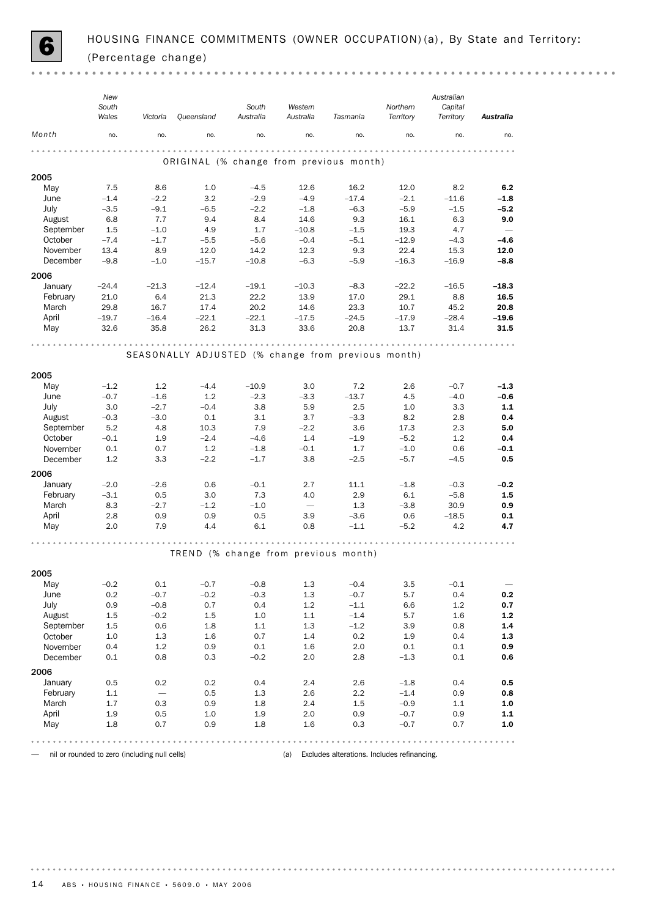# 6 HOUSING FINANCE COMMITMENTS (OWNER OCCUPATION)(a), By State and Territory: (Percentage change)

| Month | New South Wales | Victoria | Queensland | South Australia | Western Australia | Tasmania | Northern Territory | Australian Capital Territory | **Australia** |
|---|---|---|---|---|---|---|---|---|---|
| | no. | no. | no. | no. | no. | no. | no. | no. | no. |
| **ORIGINAL (% change from previous month)** | | | | | | | | | |
| **2005** | | | | | | | | | |
| May | 7.5 | 8.6 | 1.0 | –4.5 | 12.6 | 16.2 | 12.0 | 8.2 | **6.2** |
| June | –1.4 | –2.2 | 3.2 | –2.9 | –4.9 | –17.4 | –2.1 | –11.6 | **–1.8** |
| July | –3.5 | –9.1 | –6.5 | –2.2 | –1.8 | –6.3 | –5.9 | –1.5 | **–5.2** |
| August | 6.8 | 7.7 | 9.4 | 8.4 | 14.6 | 9.3 | 16.1 | 6.3 | **9.0** |
| September | 1.5 | –1.0 | 4.9 | 1.7 | –10.8 | –1.5 | 19.3 | 4.7 | **—** |
| October | –7.4 | –1.7 | –5.5 | –5.6 | –0.4 | –5.1 | –12.9 | –4.3 | **–4.6** |
| November | 13.4 | 8.9 | 12.0 | 14.2 | 12.3 | 9.3 | 22.4 | 15.3 | **12.0** |
| December | –9.8 | –1.0 | –15.7 | –10.8 | –6.3 | –5.9 | –16.3 | –16.9 | **–8.8** |
| **2006** | | | | | | | | | |
| January | –24.4 | –21.3 | –12.4 | –19.1 | –10.3 | –8.3 | –22.2 | –16.5 | **–18.3** |
| February | 21.0 | 6.4 | 21.3 | 22.2 | 13.9 | 17.0 | 29.1 | 8.8 | **16.5** |
| March | 29.8 | 16.7 | 17.4 | 20.2 | 14.6 | 23.3 | 10.7 | 45.2 | **20.8** |
| April | –19.7 | –16.4 | –22.1 | –22.1 | –17.5 | –24.5 | –17.9 | –28.4 | **–19.6** |
| May | 32.6 | 35.8 | 26.2 | 31.3 | 33.6 | 20.8 | 13.7 | 31.4 | **31.5** |
| **SEASONALLY ADJUSTED (% change from previous month)** | | | | | | | | | |
| **2005** | | | | | | | | | |
| May | –1.2 | 1.2 | –4.4 | –10.9 | 3.0 | 7.2 | 2.6 | –0.7 | **–1.3** |
| June | –0.7 | –1.6 | 1.2 | –2.3 | –3.3 | –13.7 | 4.5 | –4.0 | **–0.6** |
| July | 3.0 | –2.7 | –0.4 | 3.8 | 5.9 | 2.5 | 1.0 | 3.3 | **1.1** |
| August | –0.3 | –3.0 | 0.1 | 3.1 | 3.7 | –3.3 | 8.2 | 2.8 | **0.4** |
| September | 5.2 | 4.8 | 10.3 | 7.9 | –2.2 | 3.6 | 17.3 | 2.3 | **5.0** |
| October | –0.1 | 1.9 | –2.4 | –4.6 | 1.4 | –1.9 | –5.2 | 1.2 | **0.4** |
| November | 0.1 | 0.7 | 1.2 | –1.8 | –0.1 | 1.7 | –1.0 | 0.6 | **–0.1** |
| December | 1.2 | 3.3 | –2.2 | –1.7 | 3.8 | –2.5 | –5.7 | –4.5 | **0.5** |
| **2006** | | | | | | | | | |
| January | –2.0 | –2.6 | 0.6 | –0.1 | 2.7 | 11.1 | –1.8 | –0.3 | **–0.2** |
| February | –3.1 | 0.5 | 3.0 | 7.3 | 4.0 | 2.9 | 6.1 | –5.8 | **1.5** |
| March | 8.3 | –2.7 | –1.2 | –1.0 | — | 1.3 | –3.8 | 30.9 | **0.9** |
| April | 2.8 | 0.9 | 0.9 | 0.5 | 3.9 | –3.6 | 0.6 | –18.5 | **0.1** |
| May | 2.0 | 7.9 | 4.4 | 6.1 | 0.8 | –1.1 | –5.2 | 4.2 | **4.7** |
| **TREND (% change from previous month)** | | | | | | | | | |
| **2005** | | | | | | | | | |
| May | –0.2 | 0.1 | –0.7 | –0.8 | 1.3 | –0.4 | 3.5 | –0.1 | **—** |
| June | 0.2 | –0.7 | –0.2 | –0.3 | 1.3 | –0.7 | 5.7 | 0.4 | **0.2** |
| July | 0.9 | –0.8 | 0.7 | 0.4 | 1.2 | –1.1 | 6.6 | 1.2 | **0.7** |
| August | 1.5 | –0.2 | 1.5 | 1.0 | 1.1 | –1.4 | 5.7 | 1.6 | **1.2** |
| September | 1.5 | 0.6 | 1.8 | 1.1 | 1.3 | –1.2 | 3.9 | 0.8 | **1.4** |
| October | 1.0 | 1.3 | 1.6 | 0.7 | 1.4 | 0.2 | 1.9 | 0.4 | **1.3** |
| November | 0.4 | 1.2 | 0.9 | 0.1 | 1.6 | 2.0 | 0.1 | 0.1 | **0.9** |
| December | 0.1 | 0.8 | 0.3 | –0.2 | 2.0 | 2.8 | –1.3 | 0.1 | **0.6** |
| **2006** | | | | | | | | | |
| January | 0.5 | 0.2 | 0.2 | 0.4 | 2.4 | 2.6 | –1.8 | 0.4 | **0.5** |
| February | 1.1 | — | 0.5 | 1.3 | 2.6 | 2.2 | –1.4 | 0.9 | **0.8** |
| March | 1.7 | 0.3 | 0.9 | 1.8 | 2.4 | 1.5 | –0.9 | 1.1 | **1.0** |
| April | 1.9 | 0.5 | 1.0 | 1.9 | 2.0 | 0.9 | –0.7 | 0.9 | **1.1** |
| May | 1.8 | 0.7 | 0.9 | 1.8 | 1.6 | 0.3 | –0.7 | 0.7 | **1.0** |

— nil or rounded to zero (including null cells)

(a) Excludes alterations. Includes refinancing.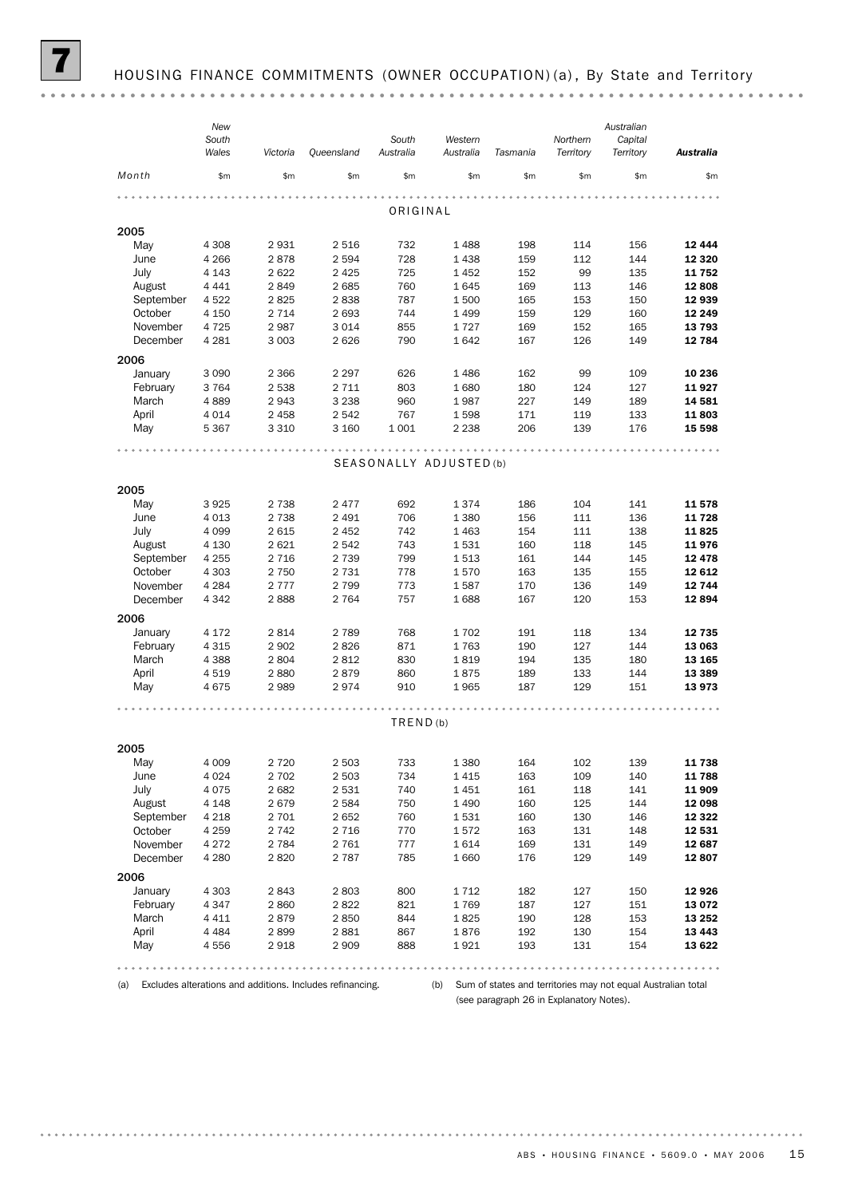# 7 HOUSING FINANCE COMMITMENTS (OWNER OCCUPATION)(a), By State and Territory

| Month | New South Wales | Victoria | Queensland | South Australia | Western Australia | Tasmania | Northern Territory | Australian Capital Territory | **Australia** |
|---|---|---|---|---|---|---|---|---|---|
| | $m | $m | $m | $m | $m | $m | $m | $m | $m |
| **ORIGINAL** | | | | | | | | | |
| **2005** | | | | | | | | | |
| May | 4 308 | 2 931 | 2 516 | 732 | 1 488 | 198 | 114 | 156 | **12 444** |
| June | 4 266 | 2 878 | 2 594 | 728 | 1 438 | 159 | 112 | 144 | **12 320** |
| July | 4 143 | 2 622 | 2 425 | 725 | 1 452 | 152 | 99 | 135 | **11 752** |
| August | 4 441 | 2 849 | 2 685 | 760 | 1 645 | 169 | 113 | 146 | **12 808** |
| September | 4 522 | 2 825 | 2 838 | 787 | 1 500 | 165 | 153 | 150 | **12 939** |
| October | 4 150 | 2 714 | 2 693 | 744 | 1 499 | 159 | 129 | 160 | **12 249** |
| November | 4 725 | 2 987 | 3 014 | 855 | 1 727 | 169 | 152 | 165 | **13 793** |
| December | 4 281 | 3 003 | 2 626 | 790 | 1 642 | 167 | 126 | 149 | **12 784** |
| **2006** | | | | | | | | | |
| January | 3 090 | 2 366 | 2 297 | 626 | 1 486 | 162 | 99 | 109 | **10 236** |
| February | 3 764 | 2 538 | 2 711 | 803 | 1 680 | 180 | 124 | 127 | **11 927** |
| March | 4 889 | 2 943 | 3 238 | 960 | 1 987 | 227 | 149 | 189 | **14 581** |
| April | 4 014 | 2 458 | 2 542 | 767 | 1 598 | 171 | 119 | 133 | **11 803** |
| May | 5 367 | 3 310 | 3 160 | 1 001 | 2 238 | 206 | 139 | 176 | **15 598** |
| **SEASONALLY ADJUSTED(b)** | | | | | | | | | |
| **2005** | | | | | | | | | |
| May | 3 925 | 2 738 | 2 477 | 692 | 1 374 | 186 | 104 | 141 | **11 578** |
| June | 4 013 | 2 738 | 2 491 | 706 | 1 380 | 156 | 111 | 136 | **11 728** |
| July | 4 099 | 2 615 | 2 452 | 742 | 1 463 | 154 | 111 | 138 | **11 825** |
| August | 4 130 | 2 621 | 2 542 | 743 | 1 531 | 160 | 118 | 145 | **11 976** |
| September | 4 255 | 2 716 | 2 739 | 799 | 1 513 | 161 | 144 | 145 | **12 478** |
| October | 4 303 | 2 750 | 2 731 | 778 | 1 570 | 163 | 135 | 155 | **12 612** |
| November | 4 284 | 2 777 | 2 799 | 773 | 1 587 | 170 | 136 | 149 | **12 744** |
| December | 4 342 | 2 888 | 2 764 | 757 | 1 688 | 167 | 120 | 153 | **12 894** |
| **2006** | | | | | | | | | |
| January | 4 172 | 2 814 | 2 789 | 768 | 1 702 | 191 | 118 | 134 | **12 735** |
| February | 4 315 | 2 902 | 2 826 | 871 | 1 763 | 190 | 127 | 144 | **13 063** |
| March | 4 388 | 2 804 | 2 812 | 830 | 1 819 | 194 | 135 | 180 | **13 165** |
| April | 4 519 | 2 880 | 2 879 | 860 | 1 875 | 189 | 133 | 144 | **13 389** |
| May | 4 675 | 2 989 | 2 974 | 910 | 1 965 | 187 | 129 | 151 | **13 973** |
| **TREND(b)** | | | | | | | | | |
| **2005** | | | | | | | | | |
| May | 4 009 | 2 720 | 2 503 | 733 | 1 380 | 164 | 102 | 139 | **11 738** |
| June | 4 024 | 2 702 | 2 503 | 734 | 1 415 | 163 | 109 | 140 | **11 788** |
| July | 4 075 | 2 682 | 2 531 | 740 | 1 451 | 161 | 118 | 141 | **11 909** |
| August | 4 148 | 2 679 | 2 584 | 750 | 1 490 | 160 | 125 | 144 | **12 098** |
| September | 4 218 | 2 701 | 2 652 | 760 | 1 531 | 160 | 130 | 146 | **12 322** |
| October | 4 259 | 2 742 | 2 716 | 770 | 1 572 | 163 | 131 | 148 | **12 531** |
| November | 4 272 | 2 784 | 2 761 | 777 | 1 614 | 169 | 131 | 149 | **12 687** |
| December | 4 280 | 2 820 | 2 787 | 785 | 1 660 | 176 | 129 | 149 | **12 807** |
| **2006** | | | | | | | | | |
| January | 4 303 | 2 843 | 2 803 | 800 | 1 712 | 182 | 127 | 150 | **12 926** |
| February | 4 347 | 2 860 | 2 822 | 821 | 1 769 | 187 | 127 | 151 | **13 072** |
| March | 4 411 | 2 879 | 2 850 | 844 | 1 825 | 190 | 128 | 153 | **13 252** |
| April | 4 484 | 2 899 | 2 881 | 867 | 1 876 | 192 | 130 | 154 | **13 443** |
| May | 4 556 | 2 918 | 2 909 | 888 | 1 921 | 193 | 131 | 154 | **13 622** |

(a) Excludes alterations and additions. Includes refinancing.

(b) Sum of states and territories may not equal Australian total (see paragraph 26 in Explanatory Notes).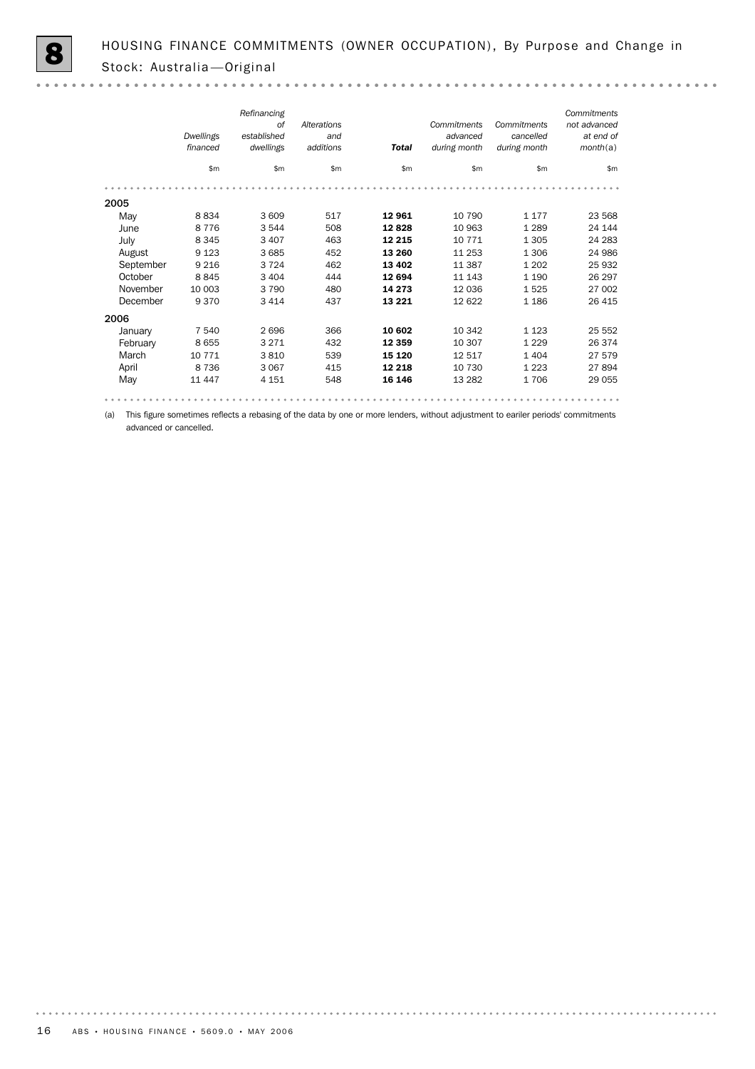## 8 HOUSING FINANCE COMMITMENTS (OWNER OCCUPATION), By Purpose and Change in Stock: Australia—Original

| | *Dwellings financed* | *Refinancing of established dwellings* | *Alterations and additions* | ***Total*** | *Commitments advanced during month* | *Commitments cancelled during month* | *Commitments not advanced at end of month*(a) |
|---|---|---|---|---|---|---|---|
| | $m | $m | $m | $m | $m | $m | $m |
| **2005** | | | | | | | |
| May | 8 834 | 3 609 | 517 | **12 961** | 10 790 | 1 177 | 23 568 |
| June | 8 776 | 3 544 | 508 | **12 828** | 10 963 | 1 289 | 24 144 |
| July | 8 345 | 3 407 | 463 | **12 215** | 10 771 | 1 305 | 24 283 |
| August | 9 123 | 3 685 | 452 | **13 260** | 11 253 | 1 306 | 24 986 |
| September | 9 216 | 3 724 | 462 | **13 402** | 11 387 | 1 202 | 25 932 |
| October | 8 845 | 3 404 | 444 | **12 694** | 11 143 | 1 190 | 26 297 |
| November | 10 003 | 3 790 | 480 | **14 273** | 12 036 | 1 525 | 27 002 |
| December | 9 370 | 3 414 | 437 | **13 221** | 12 622 | 1 186 | 26 415 |
| **2006** | | | | | | | |
| January | 7 540 | 2 696 | 366 | **10 602** | 10 342 | 1 123 | 25 552 |
| February | 8 655 | 3 271 | 432 | **12 359** | 10 307 | 1 229 | 26 374 |
| March | 10 771 | 3 810 | 539 | **15 120** | 12 517 | 1 404 | 27 579 |
| April | 8 736 | 3 067 | 415 | **12 218** | 10 730 | 1 223 | 27 894 |
| May | 11 447 | 4 151 | 548 | **16 146** | 13 282 | 1 706 | 29 055 |

(a) This figure sometimes reflects a rebasing of the data by one or more lenders, without adjustment to eariler periods' commitments advanced or cancelled.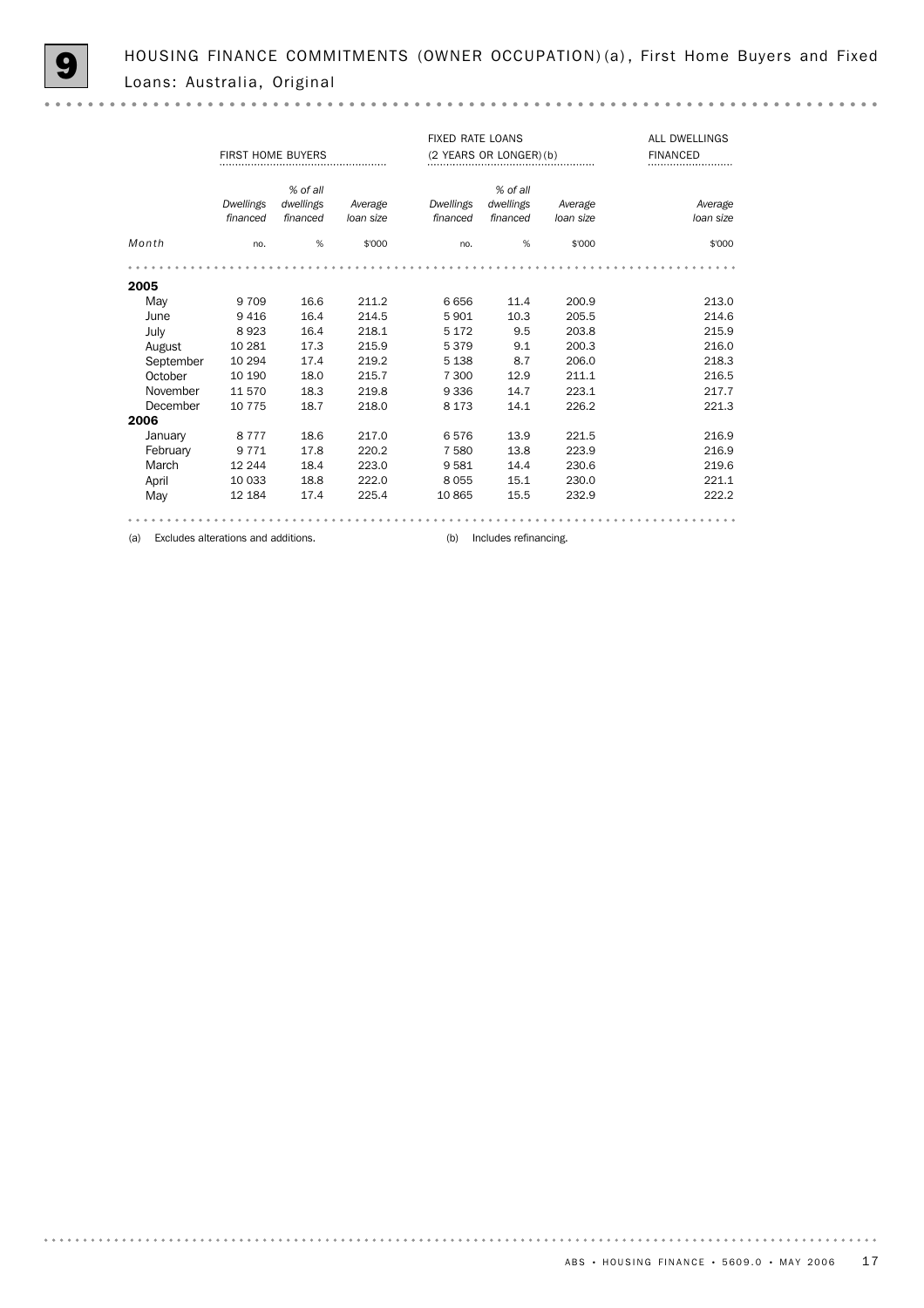# 9 HOUSING FINANCE COMMITMENTS (OWNER OCCUPATION)(a), First Home Buyers and Fixed Loans: Australia, Original

| | FIRST HOME BUYERS | | | FIXED RATE LOANS (2 YEARS OR LONGER)(b) | | | ALL DWELLINGS FINANCED |
|---|---|---|---|---|---|---|---|
| | *Dwellings financed* | *% of all dwellings financed* | *Average loan size* | *Dwellings financed* | *% of all dwellings financed* | *Average loan size* | *Average loan size* |
| *Month* | no. | % | $'000 | no. | % | $'000 | $'000 |
| **2005** | | | | | | | |
| May | 9 709 | 16.6 | 211.2 | 6 656 | 11.4 | 200.9 | 213.0 |
| June | 9 416 | 16.4 | 214.5 | 5 901 | 10.3 | 205.5 | 214.6 |
| July | 8 923 | 16.4 | 218.1 | 5 172 | 9.5 | 203.8 | 215.9 |
| August | 10 281 | 17.3 | 215.9 | 5 379 | 9.1 | 200.3 | 216.0 |
| September | 10 294 | 17.4 | 219.2 | 5 138 | 8.7 | 206.0 | 218.3 |
| October | 10 190 | 18.0 | 215.7 | 7 300 | 12.9 | 211.1 | 216.5 |
| November | 11 570 | 18.3 | 219.8 | 9 336 | 14.7 | 223.1 | 217.7 |
| December | 10 775 | 18.7 | 218.0 | 8 173 | 14.1 | 226.2 | 221.3 |
| **2006** | | | | | | | |
| January | 8 777 | 18.6 | 217.0 | 6 576 | 13.9 | 221.5 | 216.9 |
| February | 9 771 | 17.8 | 220.2 | 7 580 | 13.8 | 223.9 | 216.9 |
| March | 12 244 | 18.4 | 223.0 | 9 581 | 14.4 | 230.6 | 219.6 |
| April | 10 033 | 18.8 | 222.0 | 8 055 | 15.1 | 230.0 | 221.1 |
| May | 12 184 | 17.4 | 225.4 | 10 865 | 15.5 | 232.9 | 222.2 |

(a) Excludes alterations and additions.

(b) Includes refinancing.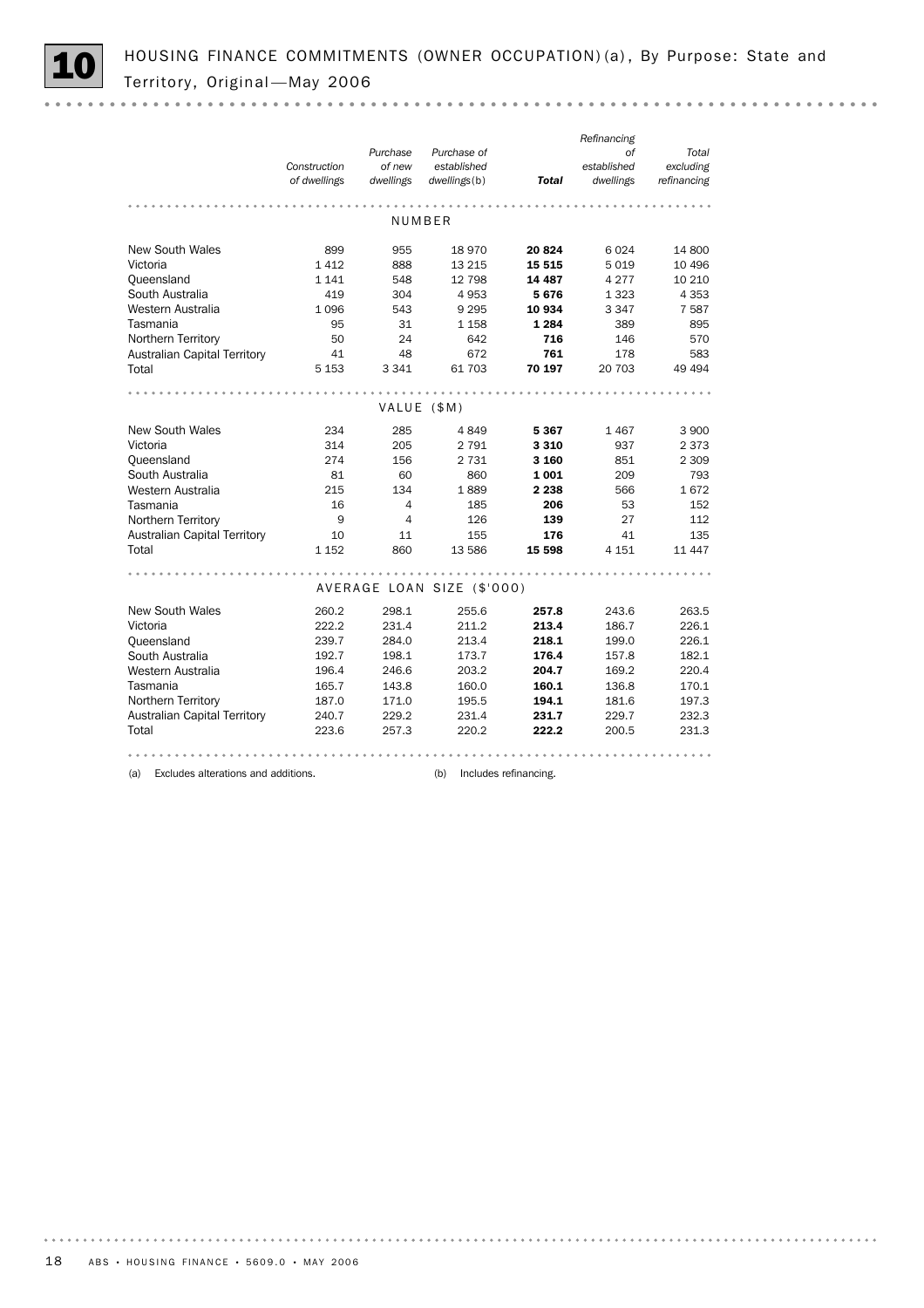## 10 HOUSING FINANCE COMMITMENTS (OWNER OCCUPATION)(a), By Purpose: State and Territory, Original—May 2006

| | Construction of dwellings | Purchase of new dwellings | Purchase of established dwellings(b) | **Total** | Refinancing of established dwellings | Total excluding refinancing |
|---|---|---|---|---|---|---|
| **NUMBER** | | | | | | |
| New South Wales | 899 | 955 | 18 970 | **20 824** | 6 024 | 14 800 |
| Victoria | 1 412 | 888 | 13 215 | **15 515** | 5 019 | 10 496 |
| Queensland | 1 141 | 548 | 12 798 | **14 487** | 4 277 | 10 210 |
| South Australia | 419 | 304 | 4 953 | **5 676** | 1 323 | 4 353 |
| Western Australia | 1 096 | 543 | 9 295 | **10 934** | 3 347 | 7 587 |
| Tasmania | 95 | 31 | 1 158 | **1 284** | 389 | 895 |
| Northern Territory | 50 | 24 | 642 | **716** | 146 | 570 |
| Australian Capital Territory | 41 | 48 | 672 | **761** | 178 | 583 |
| Total | 5 153 | 3 341 | 61 703 | **70 197** | 20 703 | 49 494 |
| **VALUE ($M)** | | | | | | |
| New South Wales | 234 | 285 | 4 849 | **5 367** | 1 467 | 3 900 |
| Victoria | 314 | 205 | 2 791 | **3 310** | 937 | 2 373 |
| Queensland | 274 | 156 | 2 731 | **3 160** | 851 | 2 309 |
| South Australia | 81 | 60 | 860 | **1 001** | 209 | 793 |
| Western Australia | 215 | 134 | 1 889 | **2 238** | 566 | 1 672 |
| Tasmania | 16 | 4 | 185 | **206** | 53 | 152 |
| Northern Territory | 9 | 4 | 126 | **139** | 27 | 112 |
| Australian Capital Territory | 10 | 11 | 155 | **176** | 41 | 135 |
| Total | 1 152 | 860 | 13 586 | **15 598** | 4 151 | 11 447 |
| **AVERAGE LOAN SIZE ($'000)** | | | | | | |
| New South Wales | 260.2 | 298.1 | 255.6 | **257.8** | 243.6 | 263.5 |
| Victoria | 222.2 | 231.4 | 211.2 | **213.4** | 186.7 | 226.1 |
| Queensland | 239.7 | 284.0 | 213.4 | **218.1** | 199.0 | 226.1 |
| South Australia | 192.7 | 198.1 | 173.7 | **176.4** | 157.8 | 182.1 |
| Western Australia | 196.4 | 246.6 | 203.2 | **204.7** | 169.2 | 220.4 |
| Tasmania | 165.7 | 143.8 | 160.0 | **160.1** | 136.8 | 170.1 |
| Northern Territory | 187.0 | 171.0 | 195.5 | **194.1** | 181.6 | 197.3 |
| Australian Capital Territory | 240.7 | 229.2 | 231.4 | **231.7** | 229.7 | 232.3 |
| Total | 223.6 | 257.3 | 220.2 | **222.2** | 200.5 | 231.3 |

(a) Excludes alterations and additions.

(b) Includes refinancing.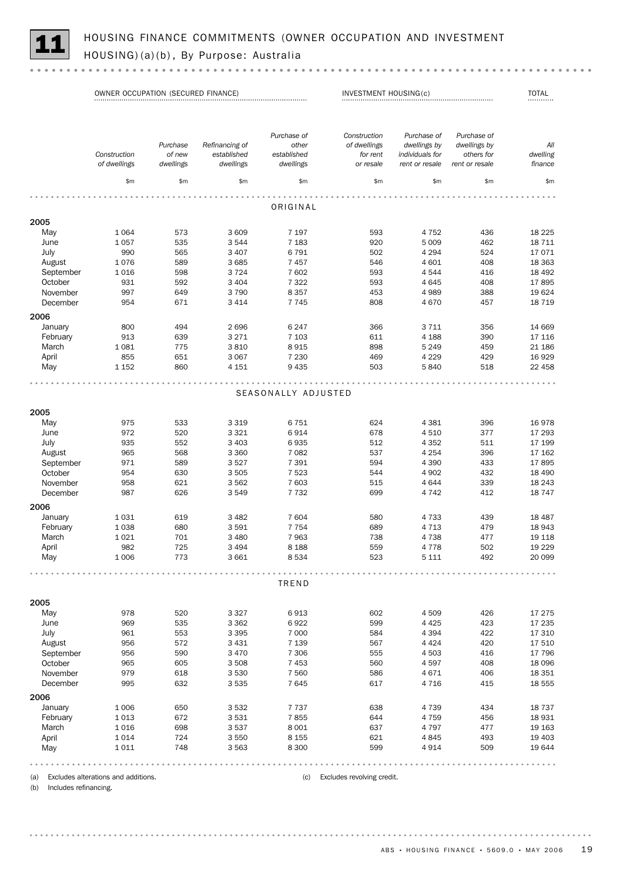# 11 HOUSING FINANCE COMMITMENTS (OWNER OCCUPATION AND INVESTMENT HOUSING)(a)(b), By Purpose: Australia

| | OWNER OCCUPATION (SECURED FINANCE) | | | | INVESTMENT HOUSING(c) | | | TOTAL |
|---|---|---|---|---|---|---|---|---|
| | *Construction of dwellings* | *Purchase of new dwellings* | *Refinancing of established dwellings* | *Purchase of other established dwellings* | *Construction of dwellings for rent or resale* | *Purchase of dwellings by individuals for rent or resale* | *Purchase of dwellings by others for rent or resale* | *All dwelling finance* |
| | $m | $m | $m | $m | $m | $m | $m | $m |
| **ORIGINAL** | | | | | | | | |
| **2005** | | | | | | | | |
| May | 1 064 | 573 | 3 609 | 7 197 | 593 | 4 752 | 436 | 18 225 |
| June | 1 057 | 535 | 3 544 | 7 183 | 920 | 5 009 | 462 | 18 711 |
| July | 990 | 565 | 3 407 | 6 791 | 502 | 4 294 | 524 | 17 071 |
| August | 1 076 | 589 | 3 685 | 7 457 | 546 | 4 601 | 408 | 18 363 |
| September | 1 016 | 598 | 3 724 | 7 602 | 593 | 4 544 | 416 | 18 492 |
| October | 931 | 592 | 3 404 | 7 322 | 593 | 4 645 | 408 | 17 895 |
| November | 997 | 649 | 3 790 | 8 357 | 453 | 4 989 | 388 | 19 624 |
| December | 954 | 671 | 3 414 | 7 745 | 808 | 4 670 | 457 | 18 719 |
| **2006** | | | | | | | | |
| January | 800 | 494 | 2 696 | 6 247 | 366 | 3 711 | 356 | 14 669 |
| February | 913 | 639 | 3 271 | 7 103 | 611 | 4 188 | 390 | 17 116 |
| March | 1 081 | 775 | 3 810 | 8 915 | 898 | 5 249 | 459 | 21 186 |
| April | 855 | 651 | 3 067 | 7 230 | 469 | 4 229 | 429 | 16 929 |
| May | 1 152 | 860 | 4 151 | 9 435 | 503 | 5 840 | 518 | 22 458 |
| **SEASONALLY ADJUSTED** | | | | | | | | |
| **2005** | | | | | | | | |
| May | 975 | 533 | 3 319 | 6 751 | 624 | 4 381 | 396 | 16 978 |
| June | 972 | 520 | 3 321 | 6 914 | 678 | 4 510 | 377 | 17 293 |
| July | 935 | 552 | 3 403 | 6 935 | 512 | 4 352 | 511 | 17 199 |
| August | 965 | 568 | 3 360 | 7 082 | 537 | 4 254 | 396 | 17 162 |
| September | 971 | 589 | 3 527 | 7 391 | 594 | 4 390 | 433 | 17 895 |
| October | 954 | 630 | 3 505 | 7 523 | 544 | 4 902 | 432 | 18 490 |
| November | 958 | 621 | 3 562 | 7 603 | 515 | 4 644 | 339 | 18 243 |
| December | 987 | 626 | 3 549 | 7 732 | 699 | 4 742 | 412 | 18 747 |
| **2006** | | | | | | | | |
| January | 1 031 | 619 | 3 482 | 7 604 | 580 | 4 733 | 439 | 18 487 |
| February | 1 038 | 680 | 3 591 | 7 754 | 689 | 4 713 | 479 | 18 943 |
| March | 1 021 | 701 | 3 480 | 7 963 | 738 | 4 738 | 477 | 19 118 |
| April | 982 | 725 | 3 494 | 8 188 | 559 | 4 778 | 502 | 19 229 |
| May | 1 006 | 773 | 3 661 | 8 534 | 523 | 5 111 | 492 | 20 099 |
| **TREND** | | | | | | | | |
| **2005** | | | | | | | | |
| May | 978 | 520 | 3 327 | 6 913 | 602 | 4 509 | 426 | 17 275 |
| June | 969 | 535 | 3 362 | 6 922 | 599 | 4 425 | 423 | 17 235 |
| July | 961 | 553 | 3 395 | 7 000 | 584 | 4 394 | 422 | 17 310 |
| August | 956 | 572 | 3 431 | 7 139 | 567 | 4 424 | 420 | 17 510 |
| September | 956 | 590 | 3 470 | 7 306 | 555 | 4 503 | 416 | 17 796 |
| October | 965 | 605 | 3 508 | 7 453 | 560 | 4 597 | 408 | 18 096 |
| November | 979 | 618 | 3 530 | 7 560 | 586 | 4 671 | 406 | 18 351 |
| December | 995 | 632 | 3 535 | 7 645 | 617 | 4 716 | 415 | 18 555 |
| **2006** | | | | | | | | |
| January | 1 006 | 650 | 3 532 | 7 737 | 638 | 4 739 | 434 | 18 737 |
| February | 1 013 | 672 | 3 531 | 7 855 | 644 | 4 759 | 456 | 18 931 |
| March | 1 016 | 698 | 3 537 | 8 001 | 637 | 4 797 | 477 | 19 163 |
| April | 1 014 | 724 | 3 550 | 8 155 | 621 | 4 845 | 493 | 19 403 |
| May | 1 011 | 748 | 3 563 | 8 300 | 599 | 4 914 | 509 | 19 644 |

(a) Excludes alterations and additions.
(b) Includes refinancing.
(c) Excludes revolving credit.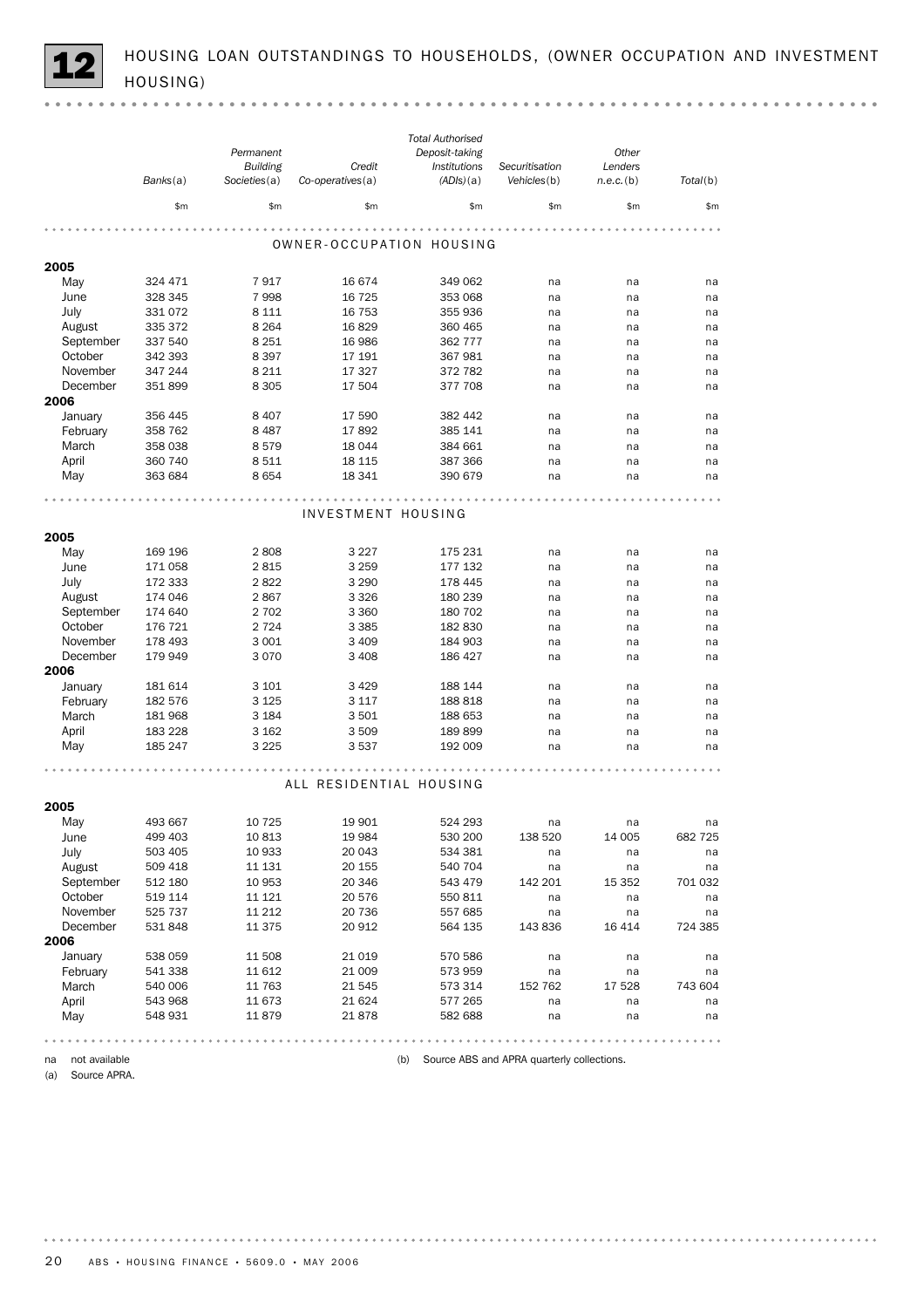## 12 HOUSING LOAN OUTSTANDINGS TO HOUSEHOLDS, (OWNER OCCUPATION AND INVESTMENT HOUSING)

| | Banks(a) | Permanent Building Societies(a) | Credit Co-operatives(a) | Total Authorised Deposit-taking Institutions (ADIs)(a) | Securitisation Vehicles(b) | Other Lenders n.e.c.(b) | Total(b) |
|---|---|---|---|---|---|---|---|
| | $m | $m | $m | $m | $m | $m | $m |
| **OWNER-OCCUPATION HOUSING** | | | | | | | |
| **2005** | | | | | | | |
| May | 324 471 | 7 917 | 16 674 | 349 062 | na | na | na |
| June | 328 345 | 7 998 | 16 725 | 353 068 | na | na | na |
| July | 331 072 | 8 111 | 16 753 | 355 936 | na | na | na |
| August | 335 372 | 8 264 | 16 829 | 360 465 | na | na | na |
| September | 337 540 | 8 251 | 16 986 | 362 777 | na | na | na |
| October | 342 393 | 8 397 | 17 191 | 367 981 | na | na | na |
| November | 347 244 | 8 211 | 17 327 | 372 782 | na | na | na |
| December | 351 899 | 8 305 | 17 504 | 377 708 | na | na | na |
| **2006** | | | | | | | |
| January | 356 445 | 8 407 | 17 590 | 382 442 | na | na | na |
| February | 358 762 | 8 487 | 17 892 | 385 141 | na | na | na |
| March | 358 038 | 8 579 | 18 044 | 384 661 | na | na | na |
| April | 360 740 | 8 511 | 18 115 | 387 366 | na | na | na |
| May | 363 684 | 8 654 | 18 341 | 390 679 | na | na | na |
| **INVESTMENT HOUSING** | | | | | | | |
| **2005** | | | | | | | |
| May | 169 196 | 2 808 | 3 227 | 175 231 | na | na | na |
| June | 171 058 | 2 815 | 3 259 | 177 132 | na | na | na |
| July | 172 333 | 2 822 | 3 290 | 178 445 | na | na | na |
| August | 174 046 | 2 867 | 3 326 | 180 239 | na | na | na |
| September | 174 640 | 2 702 | 3 360 | 180 702 | na | na | na |
| October | 176 721 | 2 724 | 3 385 | 182 830 | na | na | na |
| November | 178 493 | 3 001 | 3 409 | 184 903 | na | na | na |
| December | 179 949 | 3 070 | 3 408 | 186 427 | na | na | na |
| **2006** | | | | | | | |
| January | 181 614 | 3 101 | 3 429 | 188 144 | na | na | na |
| February | 182 576 | 3 125 | 3 117 | 188 818 | na | na | na |
| March | 181 968 | 3 184 | 3 501 | 188 653 | na | na | na |
| April | 183 228 | 3 162 | 3 509 | 189 899 | na | na | na |
| May | 185 247 | 3 225 | 3 537 | 192 009 | na | na | na |
| **ALL RESIDENTIAL HOUSING** | | | | | | | |
| **2005** | | | | | | | |
| May | 493 667 | 10 725 | 19 901 | 524 293 | na | na | na |
| June | 499 403 | 10 813 | 19 984 | 530 200 | 138 520 | 14 005 | 682 725 |
| July | 503 405 | 10 933 | 20 043 | 534 381 | na | na | na |
| August | 509 418 | 11 131 | 20 155 | 540 704 | na | na | na |
| September | 512 180 | 10 953 | 20 346 | 543 479 | 142 201 | 15 352 | 701 032 |
| October | 519 114 | 11 121 | 20 576 | 550 811 | na | na | na |
| November | 525 737 | 11 212 | 20 736 | 557 685 | na | na | na |
| December | 531 848 | 11 375 | 20 912 | 564 135 | 143 836 | 16 414 | 724 385 |
| **2006** | | | | | | | |
| January | 538 059 | 11 508 | 21 019 | 570 586 | na | na | na |
| February | 541 338 | 11 612 | 21 009 | 573 959 | na | na | na |
| March | 540 006 | 11 763 | 21 545 | 573 314 | 152 762 | 17 528 | 743 604 |
| April | 543 968 | 11 673 | 21 624 | 577 265 | na | na | na |
| May | 548 931 | 11 879 | 21 878 | 582 688 | na | na | na |

na not available

(a) Source APRA.

(b) Source ABS and APRA quarterly collections.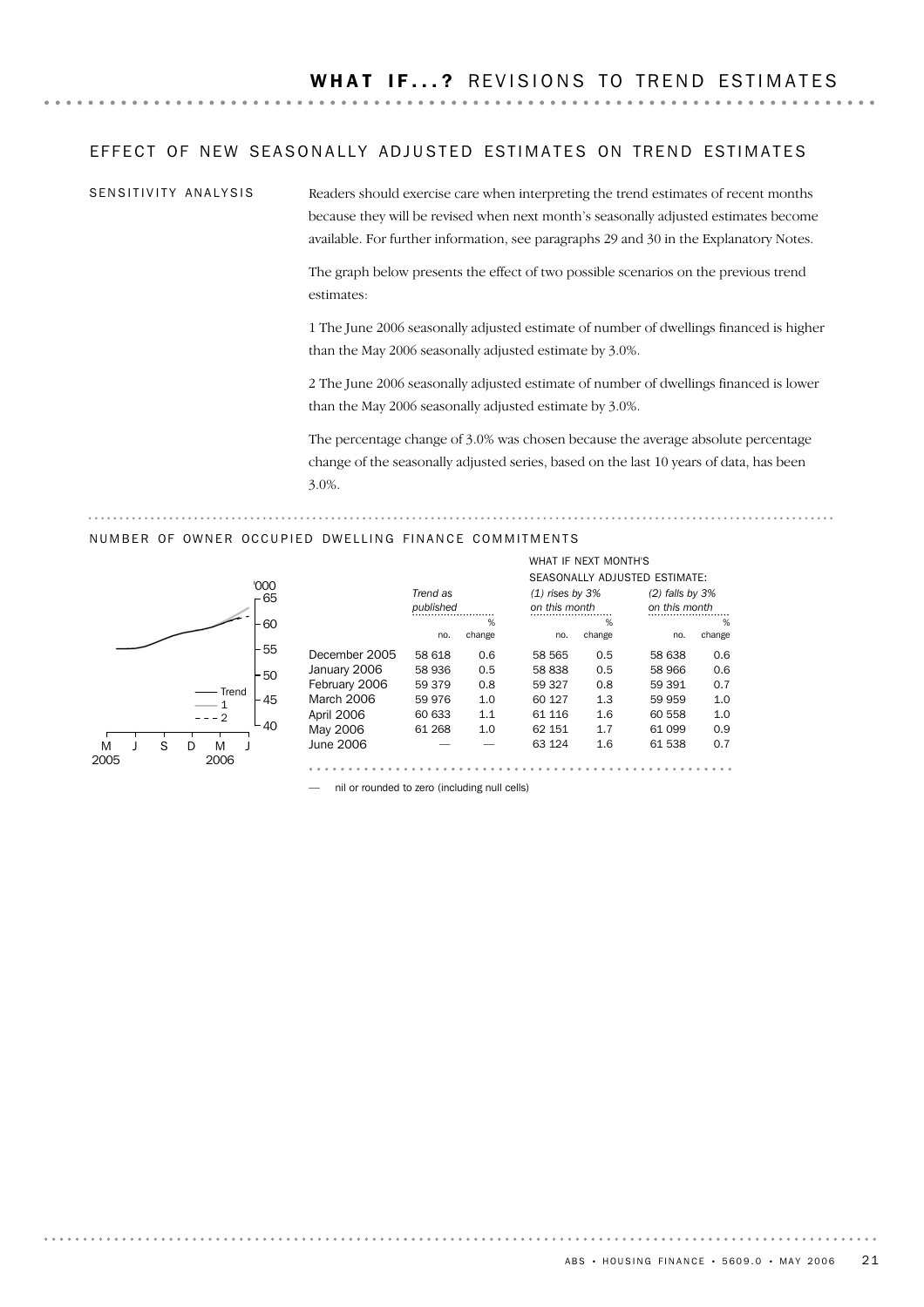# WHAT IF...? REVISIONS TO TREND ESTIMATES

## EFFECT OF NEW SEASONALLY ADJUSTED ESTIMATES ON TREND ESTIMATES

### SENSITIVITY ANALYSIS

Readers should exercise care when interpreting the trend estimates of recent months because they will be revised when next month's seasonally adjusted estimates become available. For further information, see paragraphs 29 and 30 in the Explanatory Notes.

The graph below presents the effect of two possible scenarios on the previous trend estimates:

1 The June 2006 seasonally adjusted estimate of number of dwellings financed is higher than the May 2006 seasonally adjusted estimate by 3.0%.

2 The June 2006 seasonally adjusted estimate of number of dwellings financed is lower than the May 2006 seasonally adjusted estimate by 3.0%.

The percentage change of 3.0% was chosen because the average absolute percentage change of the seasonally adjusted series, based on the last 10 years of data, has been 3.0%.

## NUMBER OF OWNER OCCUPIED DWELLING FINANCE COMMITMENTS

| | *Trend as published* | | WHAT IF NEXT MONTH'S SEASONALLY ADJUSTED ESTIMATE: *(1) rises by 3% on this month* | | *(2) falls by 3% on this month* | |
|---|---|---|---|---|---|---|
| | no. | % change | no. | % change | no. | % change |
| December 2005 | 58 618 | 0.6 | 58 565 | 0.5 | 58 638 | 0.6 |
| January 2006 | 58 936 | 0.5 | 58 838 | 0.5 | 58 966 | 0.6 |
| February 2006 | 59 379 | 0.8 | 59 327 | 0.8 | 59 391 | 0.7 |
| March 2006 | 59 976 | 1.0 | 60 127 | 1.3 | 59 959 | 1.0 |
| April 2006 | 60 633 | 1.1 | 61 116 | 1.6 | 60 558 | 1.0 |
| May 2006 | 61 268 | 1.0 | 62 151 | 1.7 | 61 099 | 0.9 |
| June 2006 | — | — | 63 124 | 1.6 | 61 538 | 0.7 |

— nil or rounded to zero (including null cells)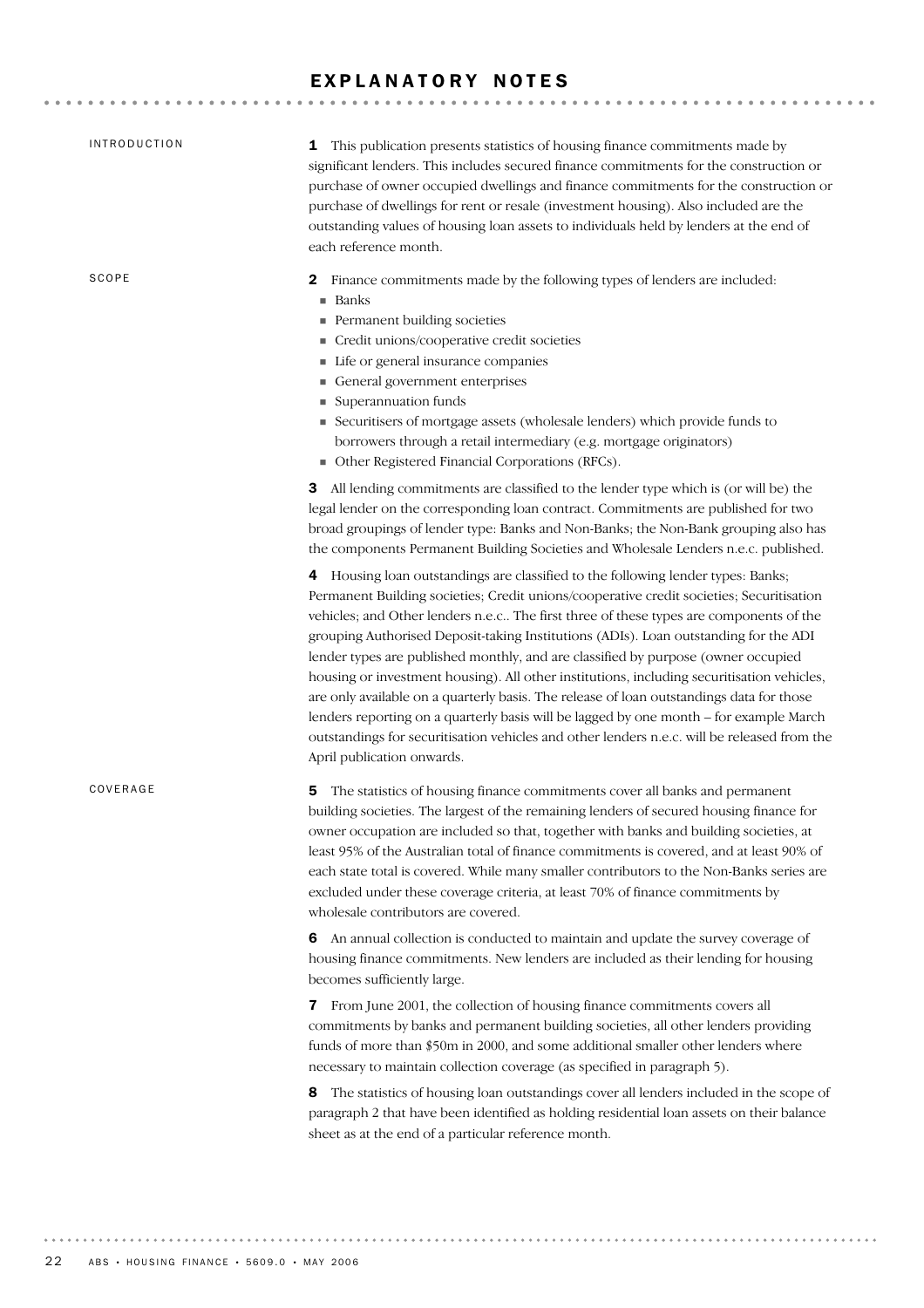# EXPLANATORY NOTES

## INTRODUCTION

**1** This publication presents statistics of housing finance commitments made by significant lenders. This includes secured finance commitments for the construction or purchase of owner occupied dwellings and finance commitments for the construction or purchase of dwellings for rent or resale (investment housing). Also included are the outstanding values of housing loan assets to individuals held by lenders at the end of each reference month.

## SCOPE

**2** Finance commitments made by the following types of lenders are included:

- Banks
- Permanent building societies
- Credit unions/cooperative credit societies
- Life or general insurance companies
- General government enterprises
- Superannuation funds
- Securitisers of mortgage assets (wholesale lenders) which provide funds to borrowers through a retail intermediary (e.g. mortgage originators)
- Other Registered Financial Corporations (RFCs).

**3** All lending commitments are classified to the lender type which is (or will be) the legal lender on the corresponding loan contract. Commitments are published for two broad groupings of lender type: Banks and Non-Banks; the Non-Bank grouping also has the components Permanent Building Societies and Wholesale Lenders n.e.c. published.

**4** Housing loan outstandings are classified to the following lender types: Banks; Permanent Building societies; Credit unions/cooperative credit societies; Securitisation vehicles; and Other lenders n.e.c.. The first three of these types are components of the grouping Authorised Deposit-taking Institutions (ADIs). Loan outstanding for the ADI lender types are published monthly, and are classified by purpose (owner occupied housing or investment housing). All other institutions, including securitisation vehicles, are only available on a quarterly basis. The release of loan outstandings data for those lenders reporting on a quarterly basis will be lagged by one month – for example March outstandings for securitisation vehicles and other lenders n.e.c. will be released from the April publication onwards.

## COVERAGE

**5** The statistics of housing finance commitments cover all banks and permanent building societies. The largest of the remaining lenders of secured housing finance for owner occupation are included so that, together with banks and building societies, at least 95% of the Australian total of finance commitments is covered, and at least 90% of each state total is covered. While many smaller contributors to the Non-Banks series are excluded under these coverage criteria, at least 70% of finance commitments by wholesale contributors are covered.

**6** An annual collection is conducted to maintain and update the survey coverage of housing finance commitments. New lenders are included as their lending for housing becomes sufficiently large.

**7** From June 2001, the collection of housing finance commitments covers all commitments by banks and permanent building societies, all other lenders providing funds of more than $50m in 2000, and some additional smaller other lenders where necessary to maintain collection coverage (as specified in paragraph 5).

**8** The statistics of housing loan outstandings cover all lenders included in the scope of paragraph 2 that have been identified as holding residential loan assets on their balance sheet as at the end of a particular reference month.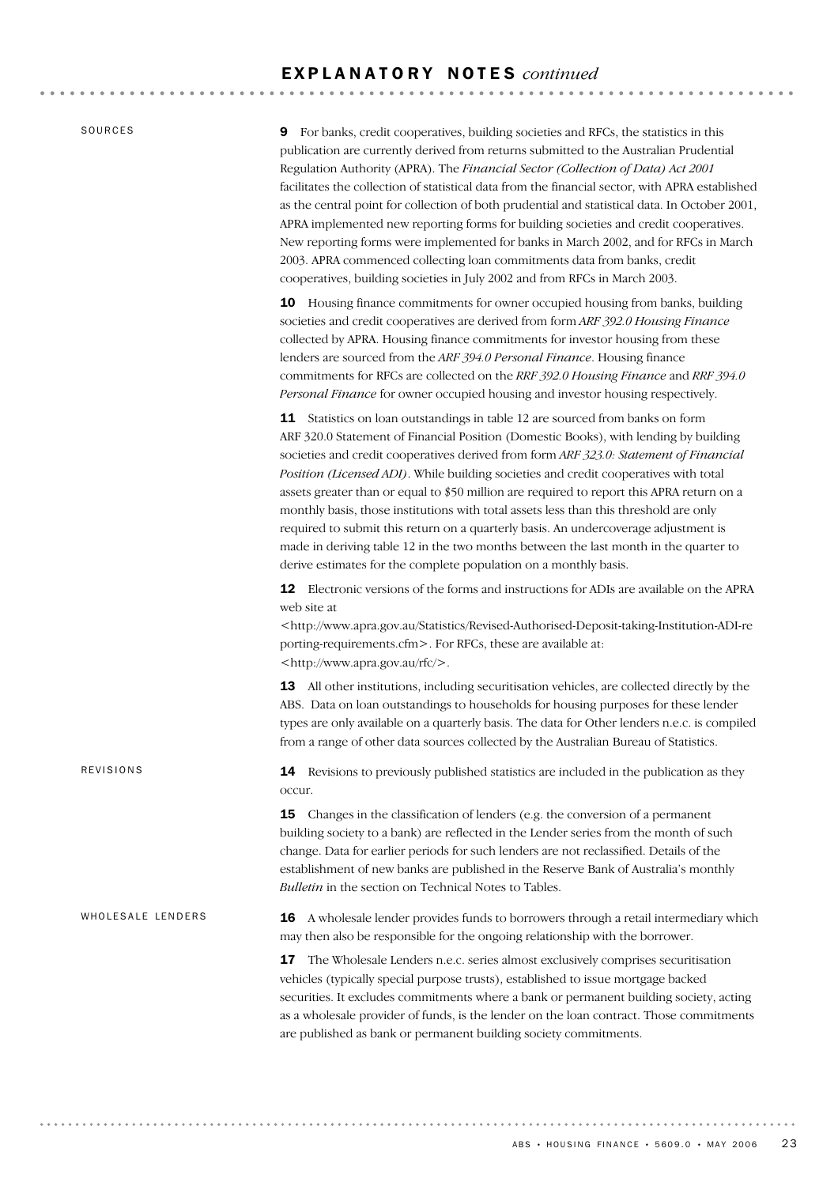## SOURCES

**9** For banks, credit cooperatives, building societies and RFCs, the statistics in this publication are currently derived from returns submitted to the Australian Prudential Regulation Authority (APRA). The *Financial Sector (Collection of Data) Act 2001* facilitates the collection of statistical data from the financial sector, with APRA established as the central point for collection of both prudential and statistical data. In October 2001, APRA implemented new reporting forms for building societies and credit cooperatives. New reporting forms were implemented for banks in March 2002, and for RFCs in March 2003. APRA commenced collecting loan commitments data from banks, credit cooperatives, building societies in July 2002 and from RFCs in March 2003.

**10** Housing finance commitments for owner occupied housing from banks, building societies and credit cooperatives are derived from form *ARF 392.0 Housing Finance* collected by APRA. Housing finance commitments for investor housing from these lenders are sourced from the *ARF 394.0 Personal Finance*. Housing finance commitments for RFCs are collected on the *RRF 392.0 Housing Finance* and *RRF 394.0 Personal Finance* for owner occupied housing and investor housing respectively.

**11** Statistics on loan outstandings in table 12 are sourced from banks on form ARF 320.0 Statement of Financial Position (Domestic Books), with lending by building societies and credit cooperatives derived from form *ARF 323.0: Statement of Financial Position (Licensed ADI)*. While building societies and credit cooperatives with total assets greater than or equal to $50 million are required to report this APRA return on a monthly basis, those institutions with total assets less than this threshold are only required to submit this return on a quarterly basis. An undercoverage adjustment is made in deriving table 12 in the two months between the last month in the quarter to derive estimates for the complete population on a monthly basis.

**12** Electronic versions of the forms and instructions for ADIs are available on the APRA web site at <http://www.apra.gov.au/Statistics/Revised-Authorised-Deposit-taking-Institution-ADI-reporting-requirements.cfm>. For RFCs, these are available at: <http://www.apra.gov.au/rfc/>.

**13** All other institutions, including securitisation vehicles, are collected directly by the ABS. Data on loan outstandings to households for housing purposes for these lender types are only available on a quarterly basis. The data for Other lenders n.e.c. is compiled from a range of other data sources collected by the Australian Bureau of Statistics.

## REVISIONS

**14** Revisions to previously published statistics are included in the publication as they occur.

**15** Changes in the classification of lenders (e.g. the conversion of a permanent building society to a bank) are reflected in the Lender series from the month of such change. Data for earlier periods for such lenders are not reclassified. Details of the establishment of new banks are published in the Reserve Bank of Australia's monthly *Bulletin* in the section on Technical Notes to Tables.

## WHOLESALE LENDERS

**16** A wholesale lender provides funds to borrowers through a retail intermediary which may then also be responsible for the ongoing relationship with the borrower.

**17** The Wholesale Lenders n.e.c. series almost exclusively comprises securitisation vehicles (typically special purpose trusts), established to issue mortgage backed securities. It excludes commitments where a bank or permanent building society, acting as a wholesale provider of funds, is the lender on the loan contract. Those commitments are published as bank or permanent building society commitments.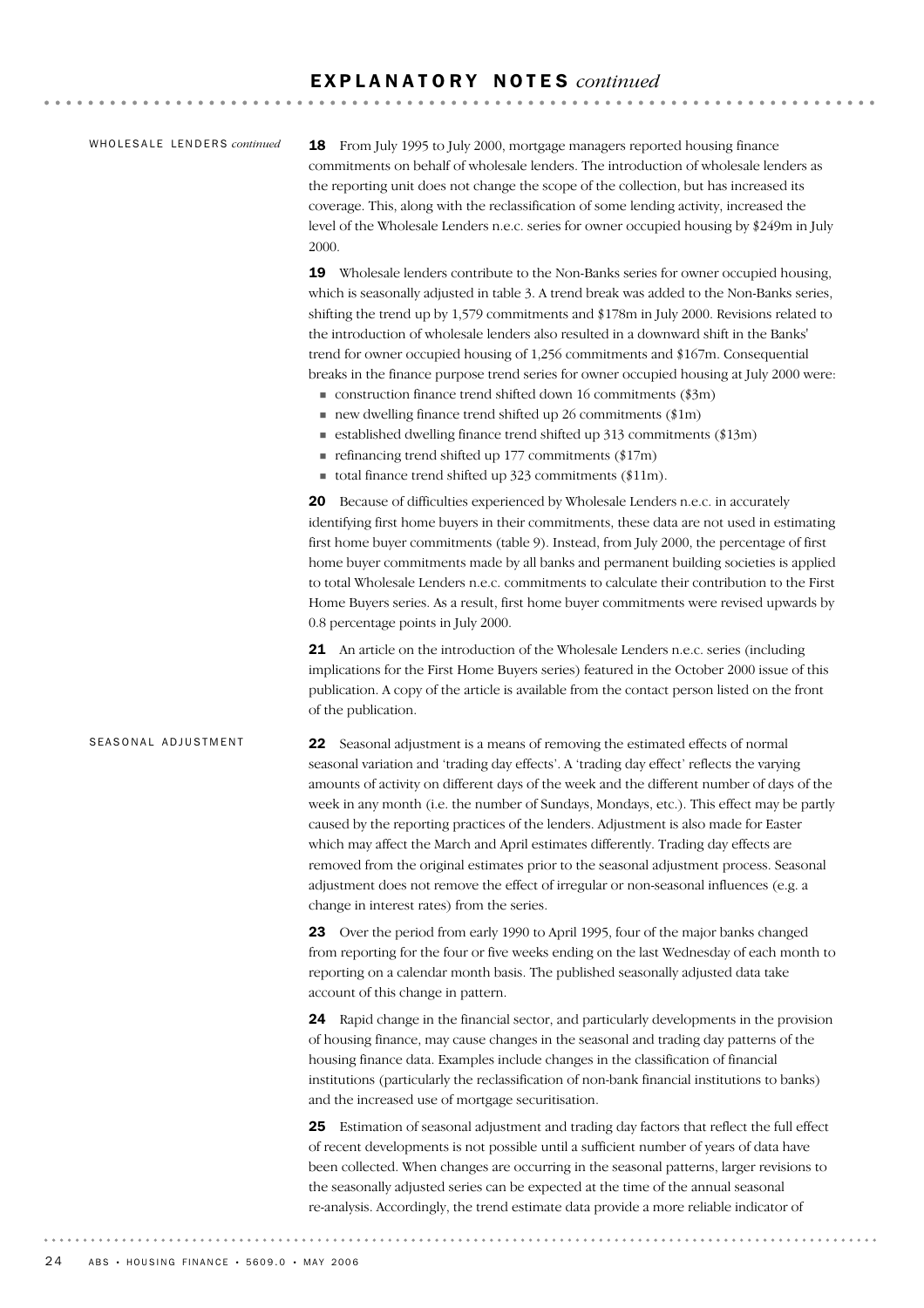## EXPLANATORY NOTES *continued*

### WHOLESALE LENDERS *continued*

**18** From July 1995 to July 2000, mortgage managers reported housing finance commitments on behalf of wholesale lenders. The introduction of wholesale lenders as the reporting unit does not change the scope of the collection, but has increased its coverage. This, along with the reclassification of some lending activity, increased the level of the Wholesale Lenders n.e.c. series for owner occupied housing by $249m in July 2000.

**19** Wholesale lenders contribute to the Non-Banks series for owner occupied housing, which is seasonally adjusted in table 3. A trend break was added to the Non-Banks series, shifting the trend up by 1,579 commitments and $178m in July 2000. Revisions related to the introduction of wholesale lenders also resulted in a downward shift in the Banks' trend for owner occupied housing of 1,256 commitments and $167m. Consequential breaks in the finance purpose trend series for owner occupied housing at July 2000 were:

- construction finance trend shifted down 16 commitments ($3m)
- new dwelling finance trend shifted up 26 commitments ($1m)
- established dwelling finance trend shifted up 313 commitments ($13m)
- refinancing trend shifted up 177 commitments ($17m)
- total finance trend shifted up 323 commitments ($11m).

**20** Because of difficulties experienced by Wholesale Lenders n.e.c. in accurately identifying first home buyers in their commitments, these data are not used in estimating first home buyer commitments (table 9). Instead, from July 2000, the percentage of first home buyer commitments made by all banks and permanent building societies is applied to total Wholesale Lenders n.e.c. commitments to calculate their contribution to the First Home Buyers series. As a result, first home buyer commitments were revised upwards by 0.8 percentage points in July 2000.

**21** An article on the introduction of the Wholesale Lenders n.e.c. series (including implications for the First Home Buyers series) featured in the October 2000 issue of this publication. A copy of the article is available from the contact person listed on the front of the publication.

### SEASONAL ADJUSTMENT

**22** Seasonal adjustment is a means of removing the estimated effects of normal seasonal variation and 'trading day effects'. A 'trading day effect' reflects the varying amounts of activity on different days of the week and the different number of days of the week in any month (i.e. the number of Sundays, Mondays, etc.). This effect may be partly caused by the reporting practices of the lenders. Adjustment is also made for Easter which may affect the March and April estimates differently. Trading day effects are removed from the original estimates prior to the seasonal adjustment process. Seasonal adjustment does not remove the effect of irregular or non-seasonal influences (e.g. a change in interest rates) from the series.

**23** Over the period from early 1990 to April 1995, four of the major banks changed from reporting for the four or five weeks ending on the last Wednesday of each month to reporting on a calendar month basis. The published seasonally adjusted data take account of this change in pattern.

**24** Rapid change in the financial sector, and particularly developments in the provision of housing finance, may cause changes in the seasonal and trading day patterns of the housing finance data. Examples include changes in the classification of financial institutions (particularly the reclassification of non-bank financial institutions to banks) and the increased use of mortgage securitisation.

**25** Estimation of seasonal adjustment and trading day factors that reflect the full effect of recent developments is not possible until a sufficient number of years of data have been collected. When changes are occurring in the seasonal patterns, larger revisions to the seasonally adjusted series can be expected at the time of the annual seasonal re-analysis. Accordingly, the trend estimate data provide a more reliable indicator of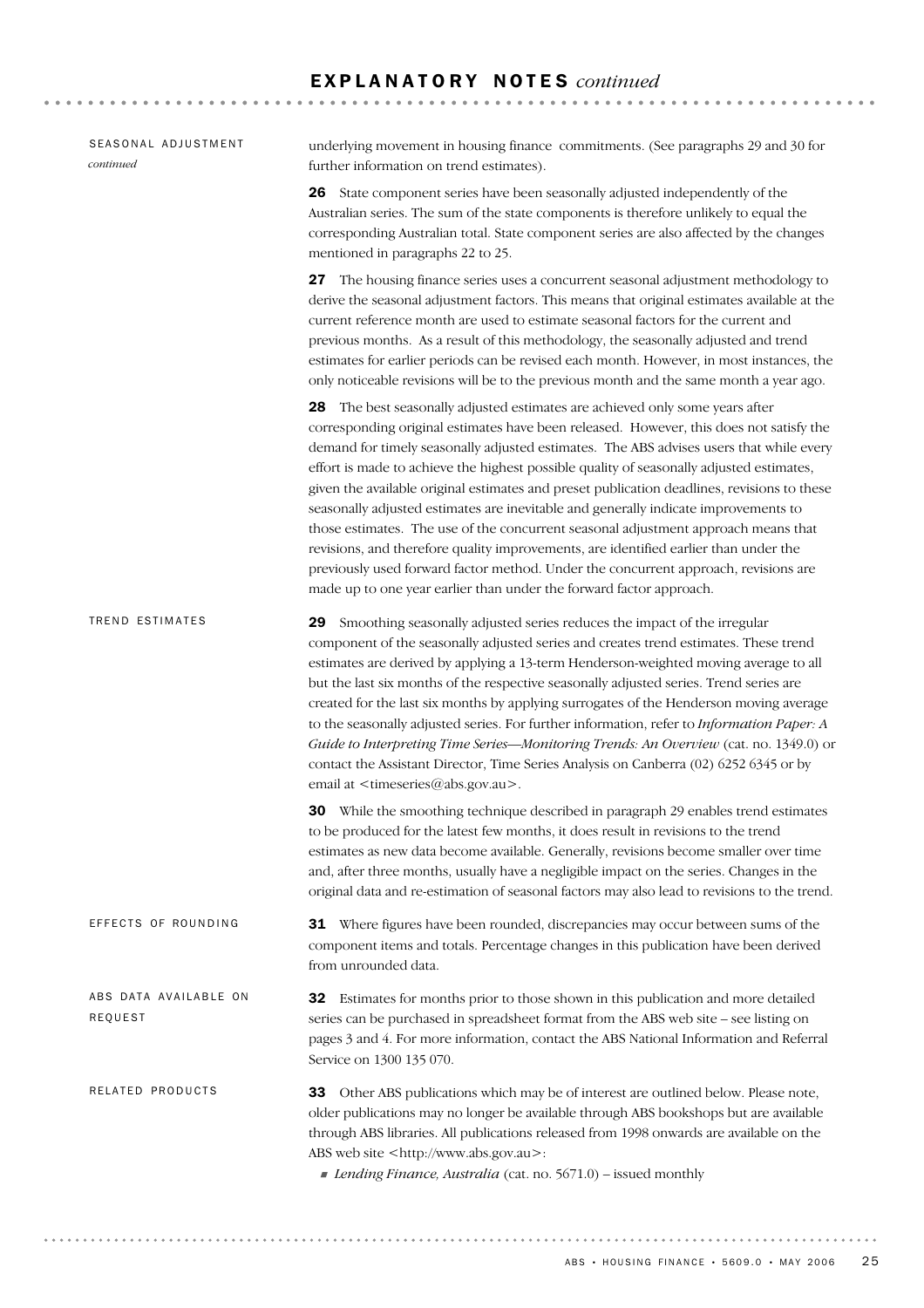# EXPLANATORY NOTES *continued*

## SEASONAL ADJUSTMENT *continued*

underlying movement in housing finance commitments. (See paragraphs 29 and 30 for further information on trend estimates).

**26** State component series have been seasonally adjusted independently of the Australian series. The sum of the state components is therefore unlikely to equal the corresponding Australian total. State component series are also affected by the changes mentioned in paragraphs 22 to 25.

**27** The housing finance series uses a concurrent seasonal adjustment methodology to derive the seasonal adjustment factors. This means that original estimates available at the current reference month are used to estimate seasonal factors for the current and previous months. As a result of this methodology, the seasonally adjusted and trend estimates for earlier periods can be revised each month. However, in most instances, the only noticeable revisions will be to the previous month and the same month a year ago.

**28** The best seasonally adjusted estimates are achieved only some years after corresponding original estimates have been released. However, this does not satisfy the demand for timely seasonally adjusted estimates. The ABS advises users that while every effort is made to achieve the highest possible quality of seasonally adjusted estimates, given the available original estimates and preset publication deadlines, revisions to these seasonally adjusted estimates are inevitable and generally indicate improvements to those estimates. The use of the concurrent seasonal adjustment approach means that revisions, and therefore quality improvements, are identified earlier than under the previously used forward factor method. Under the concurrent approach, revisions are made up to one year earlier than under the forward factor approach.

## TREND ESTIMATES

**29** Smoothing seasonally adjusted series reduces the impact of the irregular component of the seasonally adjusted series and creates trend estimates. These trend estimates are derived by applying a 13-term Henderson-weighted moving average to all but the last six months of the respective seasonally adjusted series. Trend series are created for the last six months by applying surrogates of the Henderson moving average to the seasonally adjusted series. For further information, refer to *Information Paper: A Guide to Interpreting Time Series—Monitoring Trends: An Overview* (cat. no. 1349.0) or contact the Assistant Director, Time Series Analysis on Canberra (02) 6252 6345 or by email at <timeseries@abs.gov.au>.

**30** While the smoothing technique described in paragraph 29 enables trend estimates to be produced for the latest few months, it does result in revisions to the trend estimates as new data become available. Generally, revisions become smaller over time and, after three months, usually have a negligible impact on the series. Changes in the original data and re-estimation of seasonal factors may also lead to revisions to the trend.

## EFFECTS OF ROUNDING

**31** Where figures have been rounded, discrepancies may occur between sums of the component items and totals. Percentage changes in this publication have been derived from unrounded data.

## ABS DATA AVAILABLE ON REQUEST

**32** Estimates for months prior to those shown in this publication and more detailed series can be purchased in spreadsheet format from the ABS web site – see listing on pages 3 and 4. For more information, contact the ABS National Information and Referral Service on 1300 135 070.

## RELATED PRODUCTS

**33** Other ABS publications which may be of interest are outlined below. Please note, older publications may no longer be available through ABS bookshops but are available through ABS libraries. All publications released from 1998 onwards are available on the ABS web site <http://www.abs.gov.au>:

- *Lending Finance, Australia* (cat. no. 5671.0) – issued monthly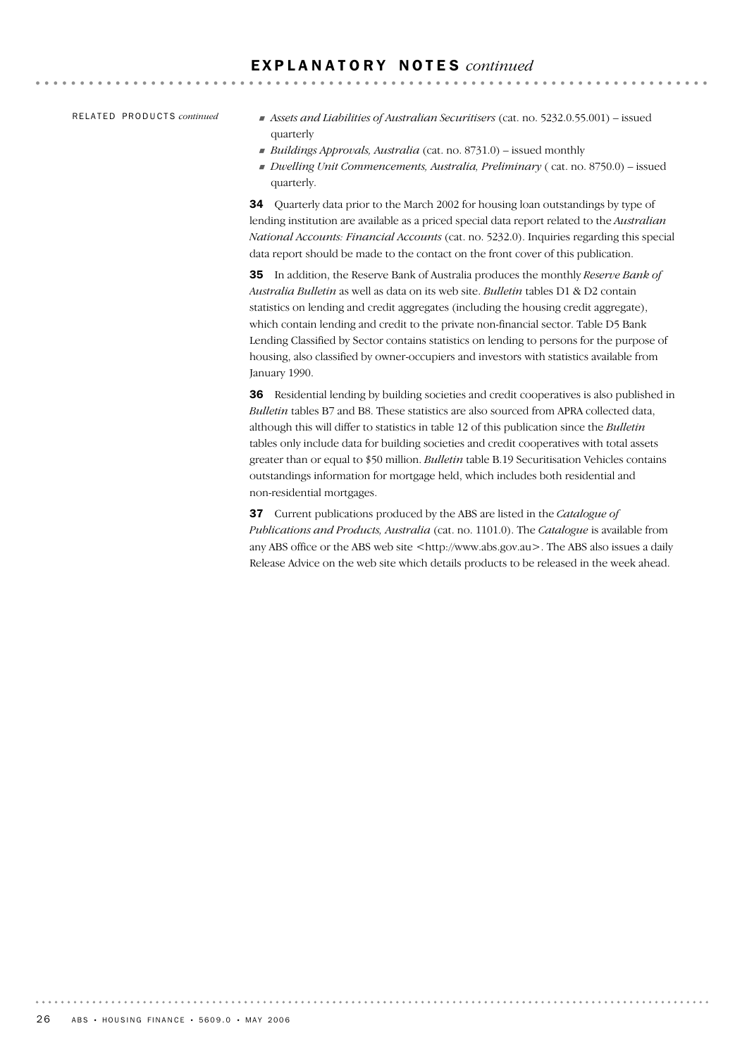## EXPLANATORY NOTES *continued*

RELATED PRODUCTS *continued*

- *Assets and Liabilities of Australian Securitisers* (cat. no. 5232.0.55.001) – issued quarterly
- *Buildings Approvals, Australia* (cat. no. 8731.0) – issued monthly
- *Dwelling Unit Commencements, Australia, Preliminary* ( cat. no. 8750.0) – issued quarterly.

**34** Quarterly data prior to the March 2002 for housing loan outstandings by type of lending institution are available as a priced special data report related to the *Australian National Accounts: Financial Accounts* (cat. no. 5232.0). Inquiries regarding this special data report should be made to the contact on the front cover of this publication.

**35** In addition, the Reserve Bank of Australia produces the monthly *Reserve Bank of Australia Bulletin* as well as data on its web site. *Bulletin* tables D1 & D2 contain statistics on lending and credit aggregates (including the housing credit aggregate), which contain lending and credit to the private non-financial sector. Table D5 Bank Lending Classified by Sector contains statistics on lending to persons for the purpose of housing, also classified by owner-occupiers and investors with statistics available from January 1990.

**36** Residential lending by building societies and credit cooperatives is also published in *Bulletin* tables B7 and B8. These statistics are also sourced from APRA collected data, although this will differ to statistics in table 12 of this publication since the *Bulletin* tables only include data for building societies and credit cooperatives with total assets greater than or equal to $50 million. *Bulletin* table B.19 Securitisation Vehicles contains outstandings information for mortgage held, which includes both residential and non-residential mortgages.

**37** Current publications produced by the ABS are listed in the *Catalogue of Publications and Products, Australia* (cat. no. 1101.0). The *Catalogue* is available from any ABS office or the ABS web site <http://www.abs.gov.au>. The ABS also issues a daily Release Advice on the web site which details products to be released in the week ahead.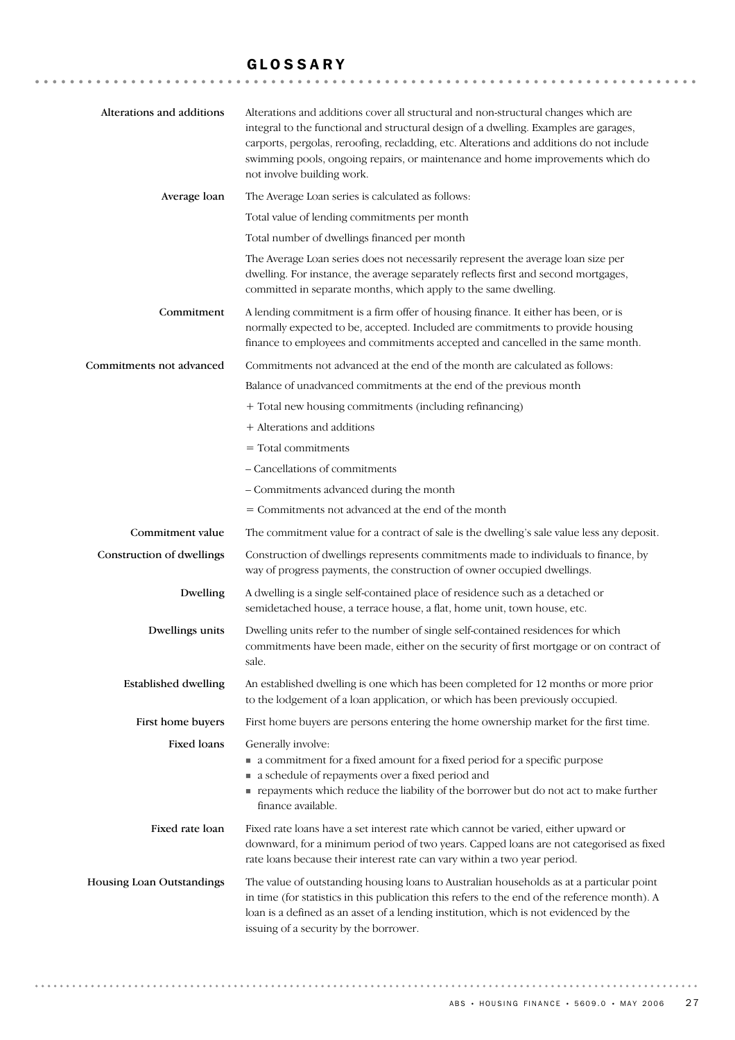# GLOSSARY

**Alterations and additions**

Alterations and additions cover all structural and non-structural changes which are integral to the functional and structural design of a dwelling. Examples are garages, carports, pergolas, reroofing, recladding, etc. Alterations and additions do not include swimming pools, ongoing repairs, or maintenance and home improvements which do not involve building work.

**Average loan**

The Average Loan series is calculated as follows:

Total value of lending commitments per month

Total number of dwellings financed per month

The Average Loan series does not necessarily represent the average loan size per dwelling. For instance, the average separately reflects first and second mortgages, committed in separate months, which apply to the same dwelling.

**Commitment**

A lending commitment is a firm offer of housing finance. It either has been, or is normally expected to be, accepted. Included are commitments to provide housing finance to employees and commitments accepted and cancelled in the same month.

**Commitments not advanced**

Commitments not advanced at the end of the month are calculated as follows:

Balance of unadvanced commitments at the end of the previous month

+ Total new housing commitments (including refinancing)

+ Alterations and additions

= Total commitments

– Cancellations of commitments

– Commitments advanced during the month

= Commitments not advanced at the end of the month

**Commitment value**

The commitment value for a contract of sale is the dwelling's sale value less any deposit.

**Construction of dwellings**

Construction of dwellings represents commitments made to individuals to finance, by way of progress payments, the construction of owner occupied dwellings.

**Dwelling**

A dwelling is a single self-contained place of residence such as a detached or semidetached house, a terrace house, a flat, home unit, town house, etc.

**Dwellings units**

Dwelling units refer to the number of single self-contained residences for which commitments have been made, either on the security of first mortgage or on contract of sale.

**Established dwelling**

An established dwelling is one which has been completed for 12 months or more prior to the lodgement of a loan application, or which has been previously occupied.

**First home buyers**

First home buyers are persons entering the home ownership market for the first time.

**Fixed loans**

Generally involve:

- a commitment for a fixed amount for a fixed period for a specific purpose
- a schedule of repayments over a fixed period and
- repayments which reduce the liability of the borrower but do not act to make further finance available.

**Fixed rate loan**

Fixed rate loans have a set interest rate which cannot be varied, either upward or downward, for a minimum period of two years. Capped loans are not categorised as fixed rate loans because their interest rate can vary within a two year period.

**Housing Loan Outstandings**

The value of outstanding housing loans to Australian households as at a particular point in time (for statistics in this publication this refers to the end of the reference month). A loan is a defined as an asset of a lending institution, which is not evidenced by the issuing of a security by the borrower.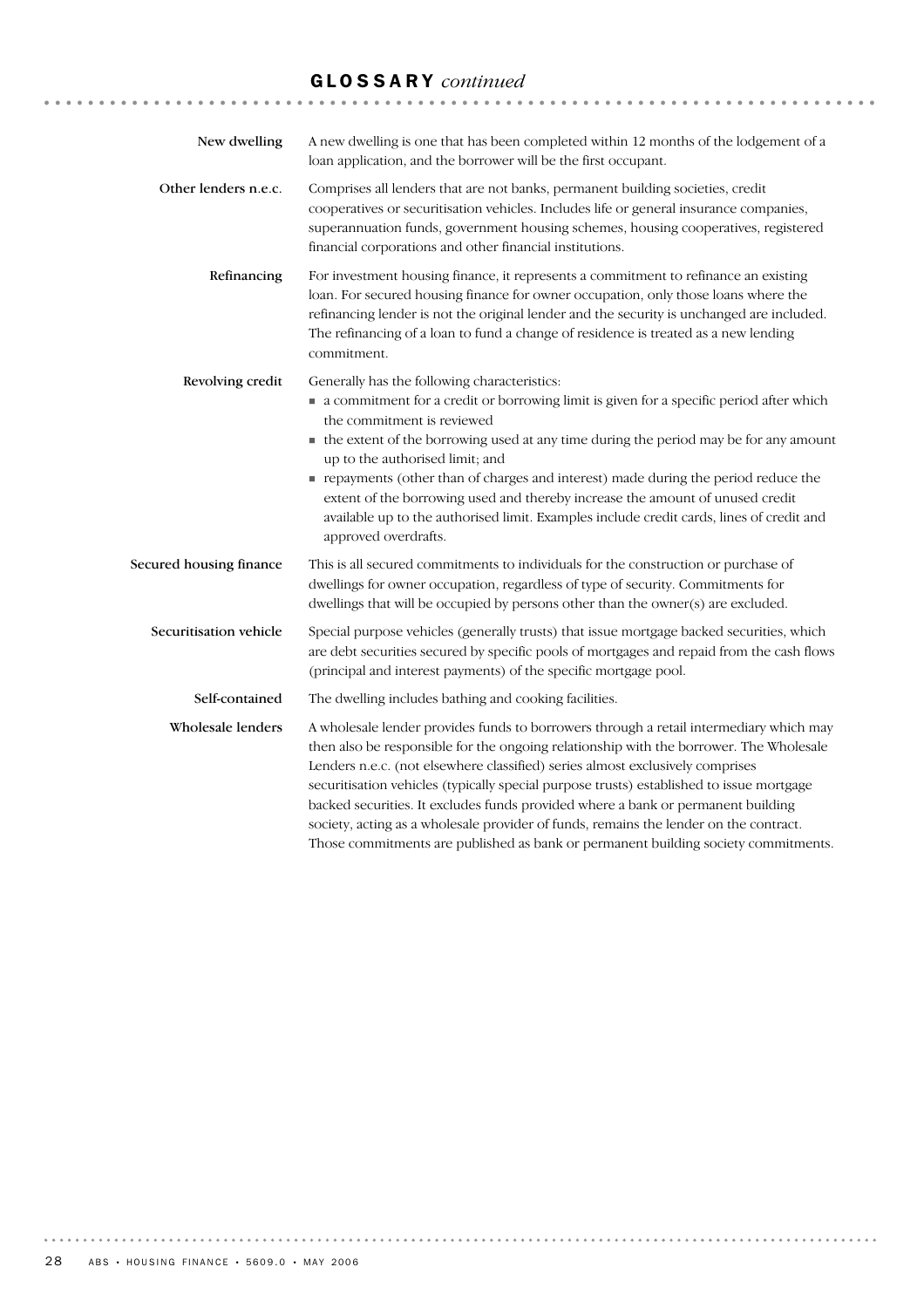## GLOSSARY *continued*

**New dwelling**

A new dwelling is one that has been completed within 12 months of the lodgement of a loan application, and the borrower will be the first occupant.

**Other lenders n.e.c.**

Comprises all lenders that are not banks, permanent building societies, credit cooperatives or securitisation vehicles. Includes life or general insurance companies, superannuation funds, government housing schemes, housing cooperatives, registered financial corporations and other financial institutions.

**Refinancing**

For investment housing finance, it represents a commitment to refinance an existing loan. For secured housing finance for owner occupation, only those loans where the refinancing lender is not the original lender and the security is unchanged are included. The refinancing of a loan to fund a change of residence is treated as a new lending commitment.

**Revolving credit**

Generally has the following characteristics:

- a commitment for a credit or borrowing limit is given for a specific period after which the commitment is reviewed
- the extent of the borrowing used at any time during the period may be for any amount up to the authorised limit; and
- repayments (other than of charges and interest) made during the period reduce the extent of the borrowing used and thereby increase the amount of unused credit available up to the authorised limit. Examples include credit cards, lines of credit and approved overdrafts.

**Secured housing finance**

This is all secured commitments to individuals for the construction or purchase of dwellings for owner occupation, regardless of type of security. Commitments for dwellings that will be occupied by persons other than the owner(s) are excluded.

**Securitisation vehicle**

Special purpose vehicles (generally trusts) that issue mortgage backed securities, which are debt securities secured by specific pools of mortgages and repaid from the cash flows (principal and interest payments) of the specific mortgage pool.

**Self-contained**

The dwelling includes bathing and cooking facilities.

**Wholesale lenders**

A wholesale lender provides funds to borrowers through a retail intermediary which may then also be responsible for the ongoing relationship with the borrower. The Wholesale Lenders n.e.c. (not elsewhere classified) series almost exclusively comprises securitisation vehicles (typically special purpose trusts) established to issue mortgage backed securities. It excludes funds provided where a bank or permanent building society, acting as a wholesale provider of funds, remains the lender on the contract. Those commitments are published as bank or permanent building society commitments.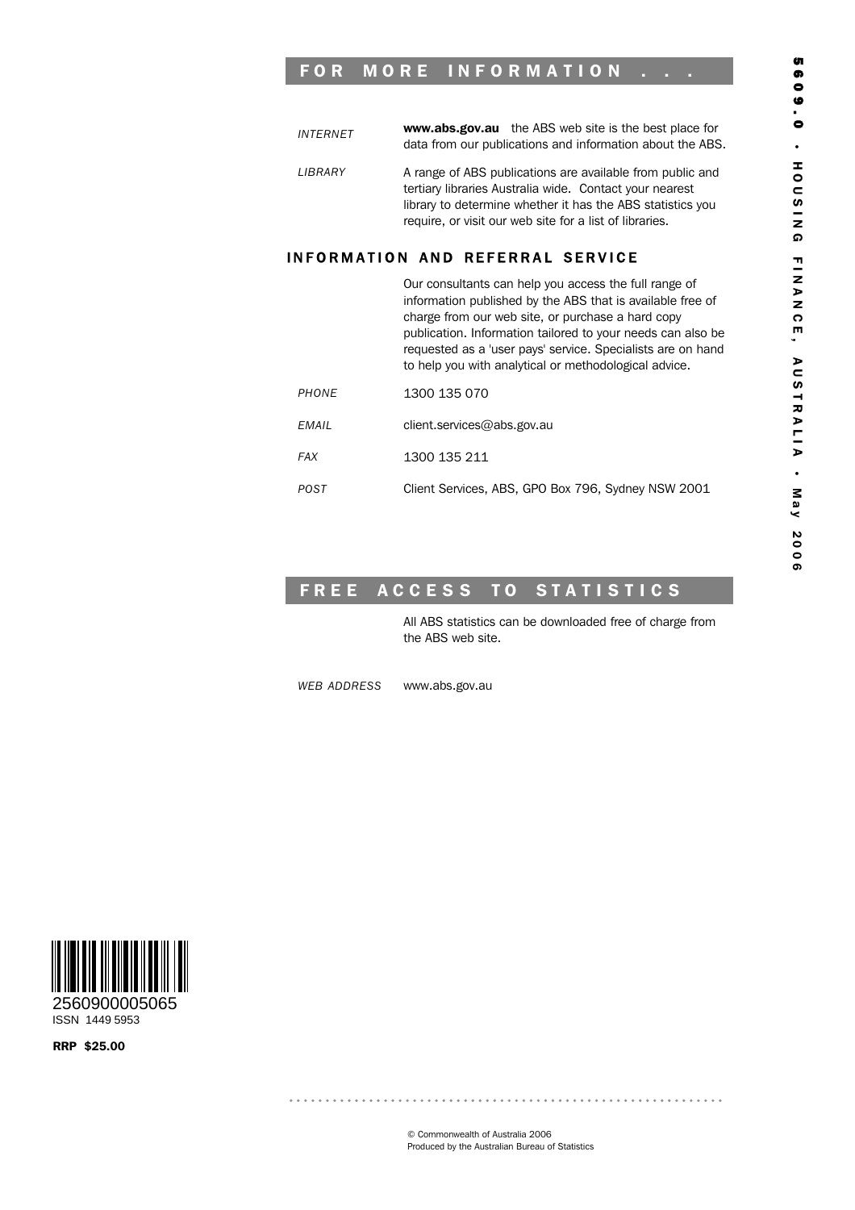## FOR MORE INFORMATION . . .

*INTERNET* **www.abs.gov.au** the ABS web site is the best place for data from our publications and information about the ABS.

*LIBRARY* A range of ABS publications are available from public and tertiary libraries Australia wide. Contact your nearest library to determine whether it has the ABS statistics you require, or visit our web site for a list of libraries.

## INFORMATION AND REFERRAL SERVICE

Our consultants can help you access the full range of information published by the ABS that is available free of charge from our web site, or purchase a hard copy publication. Information tailored to your needs can also be requested as a 'user pays' service. Specialists are on hand to help you with analytical or methodological advice.

*PHONE* 1300 135 070

*EMAIL* client.services@abs.gov.au

*FAX* 1300 135 211

*POST* Client Services, ABS, GPO Box 796, Sydney NSW 2001

## FREE ACCESS TO STATISTICS

All ABS statistics can be downloaded free of charge from the ABS web site.

*WEB ADDRESS* www.abs.gov.au

2560900005065
ISSN 1449 5953

**RRP $25.00**

© Commonwealth of Australia 2006
Produced by the Australian Bureau of Statistics